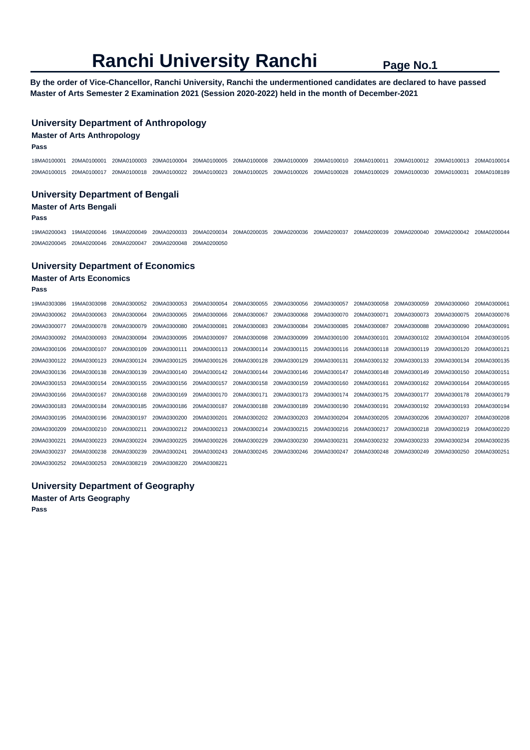# Ranchi University Ranchi

**By the order of Vice-Chancellor, Ranchi University, Ranchi the undermentioned candidates are declared to have passed Master of Arts Semester 2 Examination 2021 (Session 2020-2022) held in the month of December-2021**

## University Department of Anthropology

### Master of Arts Anthropology

**Pass**

18MA0100001 20MA0100001 20MA0100003 20MA0100004 20MA0100005 20MA0100008 20MA0100009 20MA0100010 20MA0100011 20MA0100012 20MA0100013 20MA0100014 20MA0100015 20MA0100017 20MA0100018 20MA0100022 20MA0100023 20MA0100025 20MA0100026 20MA0100028 20MA0100029 20MA0100030 20MA0100031 20MA0108189

## University Department of Bengali

### Master of Arts Bengali

**Pass**

19MA0200043 19MA0200046 19MA0200049 20MA0200033 20MA0200034 20MA0200035 20MA0200036 20MA0200037 20MA0200039 20MA0200040 20MA0200042 20MA0200044 20MA0200045 20MA0200046 20MA0200047 20MA0200048 20MA0200050

## University Department of Economics

### Master of Arts Economics

**Pass**

19MA0303086 19MA0303098 20MA0300052 20MA0300053 20MA0300054 20MA0300055 20MA0300056 20MA0300057 20MA0300058 20MA0300059 20MA0300060 20MA0300061 20MA0300062 20MA0300063 20MA0300064 20MA0300065 20MA0300066 20MA0300067 20MA0300068 20MA0300070 20MA0300071 20MA0300073 20MA0300075 20MA0300076 20MA0300077 20MA0300078 20MA0300079 20MA0300080 20MA0300081 20MA0300083 20MA0300084 20MA0300085 20MA0300087 20MA0300088 20MA0300090 20MA0300091 20MA0300092 20MA0300093 20MA0300094 20MA0300095 20MA0300097 20MA0300098 20MA0300099 20MA0300100 20MA0300101 20MA0300102 20MA0300104 20MA0300105 20MA0300106 20MA0300107 20MA0300109 20MA0300111 20MA0300113 20MA0300114 20MA0300115 20MA0300116 20MA0300118 20MA0300119 20MA0300120 20MA0300121 20MA0300122 20MA0300123 20MA0300124 20MA0300125 20MA0300126 20MA0300128 20MA0300129 20MA0300131 20MA0300132 20MA0300133 20MA0300134 20MA0300135 20MA0300136 20MA0300138 20MA0300139 20MA0300140 20MA0300142 20MA0300144 20MA0300146 20MA0300147 20MA0300148 20MA0300149 20MA0300150 20MA0300151 20MA0300153 20MA0300154 20MA0300155 20MA0300156 20MA0300157 20MA0300158 20MA0300159 20MA0300160 20MA0300161 20MA0300162 20MA0300164 20MA0300165 20MA0300166 20MA0300167 20MA0300168 20MA0300169 20MA0300170 20MA0300171 20MA0300173 20MA0300174 20MA0300175 20MA0300177 20MA0300178 20MA0300179 20MA0300183 20MA0300184 20MA0300185 20MA0300186 20MA0300187 20MA0300188 20MA0300189 20MA0300190 20MA0300191 20MA0300192 20MA0300193 20MA0300194 20MA0300195 20MA0300196 20MA0300197 20MA0300200 20MA0300201 20MA0300202 20MA0300203 20MA0300204 20MA0300205 20MA0300206 20MA0300207 20MA0300208 20MA0300209 20MA0300210 20MA0300211 20MA0300212 20MA0300213 20MA0300214 20MA0300215 20MA0300216 20MA0300217 20MA0300218 20MA0300219 20MA0300220 20MA0300221 20MA0300223 20MA0300224 20MA0300225 20MA0300226 20MA0300229 20MA0300230 20MA0300231 20MA0300232 20MA0300233 20MA0300234 20MA0300235 20MA0300237 20MA0300238 20MA0300239 20MA0300241 20MA0300243 20MA0300245 20MA0300246 20MA0300247 20MA0300248 20MA0300249 20MA0300250 20MA0300251 20MA0300252 20MA0300253 20MA0308219 20MA0308220 20MA0308221

## University Department of Geography

### Master of Arts Geography

**Pass**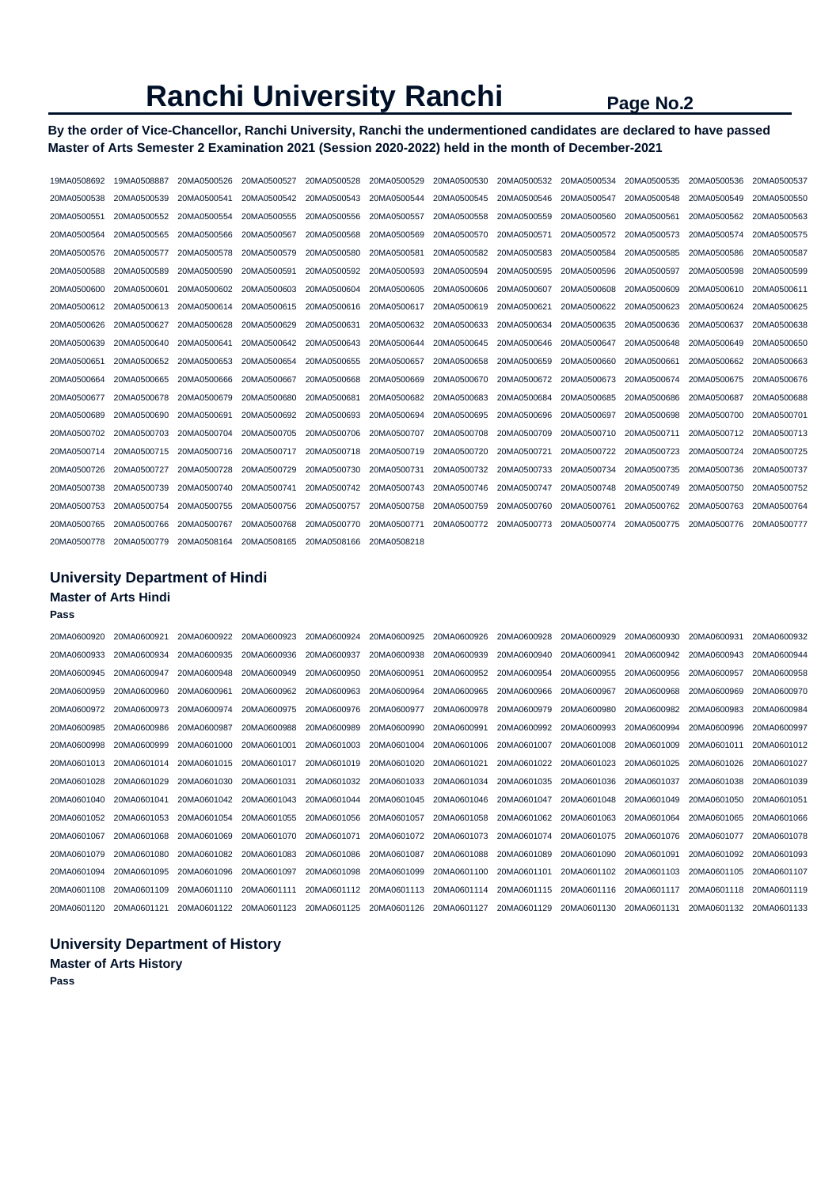# Ranchi University Ranchi

**By the order of Vice-Chancellor, Ranchi University, Ranchi the undermentioned candidates are declared to have passed Master of Arts Semester 2 Examination 2021 (Session 2020-2022) held in the month of December-2021**

19MA0508692 19MA0508887 20MA0500526 20MA0500527 20MA0500528 20MA0500529 20MA0500530 20MA0500532 20MA0500534 20MA0500535 20MA0500536 20MA0500537
20MA0500538 20MA0500539 20MA0500541 20MA0500542 20MA0500543 20MA0500544 20MA0500545 20MA0500546 20MA0500547 20MA0500548 20MA0500549 20MA0500550
20MA0500551 20MA0500552 20MA0500554 20MA0500555 20MA0500556 20MA0500557 20MA0500558 20MA0500559 20MA0500560 20MA0500561 20MA0500562 20MA0500563
20MA0500564 20MA0500565 20MA0500566 20MA0500567 20MA0500568 20MA0500569 20MA0500570 20MA0500571 20MA0500572 20MA0500573 20MA0500574 20MA0500575
20MA0500576 20MA0500577 20MA0500578 20MA0500579 20MA0500580 20MA0500581 20MA0500582 20MA0500583 20MA0500584 20MA0500585 20MA0500586 20MA0500587
20MA0500588 20MA0500589 20MA0500590 20MA0500591 20MA0500592 20MA0500593 20MA0500594 20MA0500595 20MA0500596 20MA0500597 20MA0500598 20MA0500599
20MA0500600 20MA0500601 20MA0500602 20MA0500603 20MA0500604 20MA0500605 20MA0500606 20MA0500607 20MA0500608 20MA0500609 20MA0500610 20MA0500611
20MA0500612 20MA0500613 20MA0500614 20MA0500615 20MA0500616 20MA0500617 20MA0500619 20MA0500621 20MA0500622 20MA0500623 20MA0500624 20MA0500625
20MA0500626 20MA0500627 20MA0500628 20MA0500629 20MA0500631 20MA0500632 20MA0500633 20MA0500634 20MA0500635 20MA0500636 20MA0500637 20MA0500638
20MA0500639 20MA0500640 20MA0500641 20MA0500642 20MA0500643 20MA0500644 20MA0500645 20MA0500646 20MA0500647 20MA0500648 20MA0500649 20MA0500650
20MA0500651 20MA0500652 20MA0500653 20MA0500654 20MA0500655 20MA0500657 20MA0500658 20MA0500659 20MA0500660 20MA0500661 20MA0500662 20MA0500663
20MA0500664 20MA0500665 20MA0500666 20MA0500667 20MA0500668 20MA0500669 20MA0500670 20MA0500672 20MA0500673 20MA0500674 20MA0500675 20MA0500676
20MA0500677 20MA0500678 20MA0500679 20MA0500680 20MA0500681 20MA0500682 20MA0500683 20MA0500684 20MA0500685 20MA0500686 20MA0500687 20MA0500688
20MA0500689 20MA0500690 20MA0500691 20MA0500692 20MA0500693 20MA0500694 20MA0500695 20MA0500696 20MA0500697 20MA0500698 20MA0500700 20MA0500701
20MA0500702 20MA0500703 20MA0500704 20MA0500705 20MA0500706 20MA0500707 20MA0500708 20MA0500709 20MA0500710 20MA0500711 20MA0500712 20MA0500713
20MA0500714 20MA0500715 20MA0500716 20MA0500717 20MA0500718 20MA0500719 20MA0500720 20MA0500721 20MA0500722 20MA0500723 20MA0500724 20MA0500725
20MA0500726 20MA0500727 20MA0500728 20MA0500729 20MA0500730 20MA0500731 20MA0500732 20MA0500733 20MA0500734 20MA0500735 20MA0500736 20MA0500737
20MA0500738 20MA0500739 20MA0500740 20MA0500741 20MA0500742 20MA0500743 20MA0500746 20MA0500747 20MA0500748 20MA0500749 20MA0500750 20MA0500752
20MA0500753 20MA0500754 20MA0500755 20MA0500756 20MA0500757 20MA0500758 20MA0500759 20MA0500760 20MA0500761 20MA0500762 20MA0500763 20MA0500764
20MA0500765 20MA0500766 20MA0500767 20MA0500768 20MA0500770 20MA0500771 20MA0500772 20MA0500773 20MA0500774 20MA0500775 20MA0500776 20MA0500777
20MA0500778 20MA0500779 20MA0508164 20MA0508165 20MA0508166 20MA0508218

## University Department of Hindi

### Master of Arts Hindi

**Pass**

20MA0600920 20MA0600921 20MA0600922 20MA0600923 20MA0600924 20MA0600925 20MA0600926 20MA0600928 20MA0600929 20MA0600930 20MA0600931 20MA0600932
20MA0600933 20MA0600934 20MA0600935 20MA0600936 20MA0600937 20MA0600938 20MA0600939 20MA0600940 20MA0600941 20MA0600942 20MA0600943 20MA0600944
20MA0600945 20MA0600947 20MA0600948 20MA0600949 20MA0600950 20MA0600951 20MA0600952 20MA0600954 20MA0600955 20MA0600956 20MA0600957 20MA0600958
20MA0600959 20MA0600960 20MA0600961 20MA0600962 20MA0600963 20MA0600964 20MA0600965 20MA0600966 20MA0600967 20MA0600968 20MA0600969 20MA0600970
20MA0600972 20MA0600973 20MA0600974 20MA0600975 20MA0600976 20MA0600977 20MA0600978 20MA0600979 20MA0600980 20MA0600982 20MA0600983 20MA0600984
20MA0600985 20MA0600986 20MA0600987 20MA0600988 20MA0600989 20MA0600990 20MA0600991 20MA0600992 20MA0600993 20MA0600994 20MA0600996 20MA0600997
20MA0600998 20MA0600999 20MA0601000 20MA0601001 20MA0601003 20MA0601004 20MA0601006 20MA0601007 20MA0601008 20MA0601009 20MA0601011 20MA0601012
20MA0601013 20MA0601014 20MA0601015 20MA0601017 20MA0601019 20MA0601020 20MA0601021 20MA0601022 20MA0601023 20MA0601025 20MA0601026 20MA0601027
20MA0601028 20MA0601029 20MA0601030 20MA0601031 20MA0601032 20MA0601033 20MA0601034 20MA0601035 20MA0601036 20MA0601037 20MA0601038 20MA0601039
20MA0601040 20MA0601041 20MA0601042 20MA0601043 20MA0601044 20MA0601045 20MA0601046 20MA0601047 20MA0601048 20MA0601049 20MA0601050 20MA0601051
20MA0601052 20MA0601053 20MA0601054 20MA0601055 20MA0601056 20MA0601057 20MA0601058 20MA0601062 20MA0601063 20MA0601064 20MA0601065 20MA0601066
20MA0601067 20MA0601068 20MA0601069 20MA0601070 20MA0601071 20MA0601072 20MA0601073 20MA0601074 20MA0601075 20MA0601076 20MA0601077 20MA0601078
20MA0601079 20MA0601080 20MA0601082 20MA0601083 20MA0601086 20MA0601087 20MA0601088 20MA0601089 20MA0601090 20MA0601091 20MA0601092 20MA0601093
20MA0601094 20MA0601095 20MA0601096 20MA0601097 20MA0601098 20MA0601099 20MA0601100 20MA0601101 20MA0601102 20MA0601103 20MA0601105 20MA0601107
20MA0601108 20MA0601109 20MA0601110 20MA0601111 20MA0601112 20MA0601113 20MA0601114 20MA0601115 20MA0601116 20MA0601117 20MA0601118 20MA0601119
20MA0601120 20MA0601121 20MA0601122 20MA0601123 20MA0601125 20MA0601126 20MA0601127 20MA0601129 20MA0601130 20MA0601131 20MA0601132 20MA0601133

## University Department of History

### Master of Arts History

**Pass**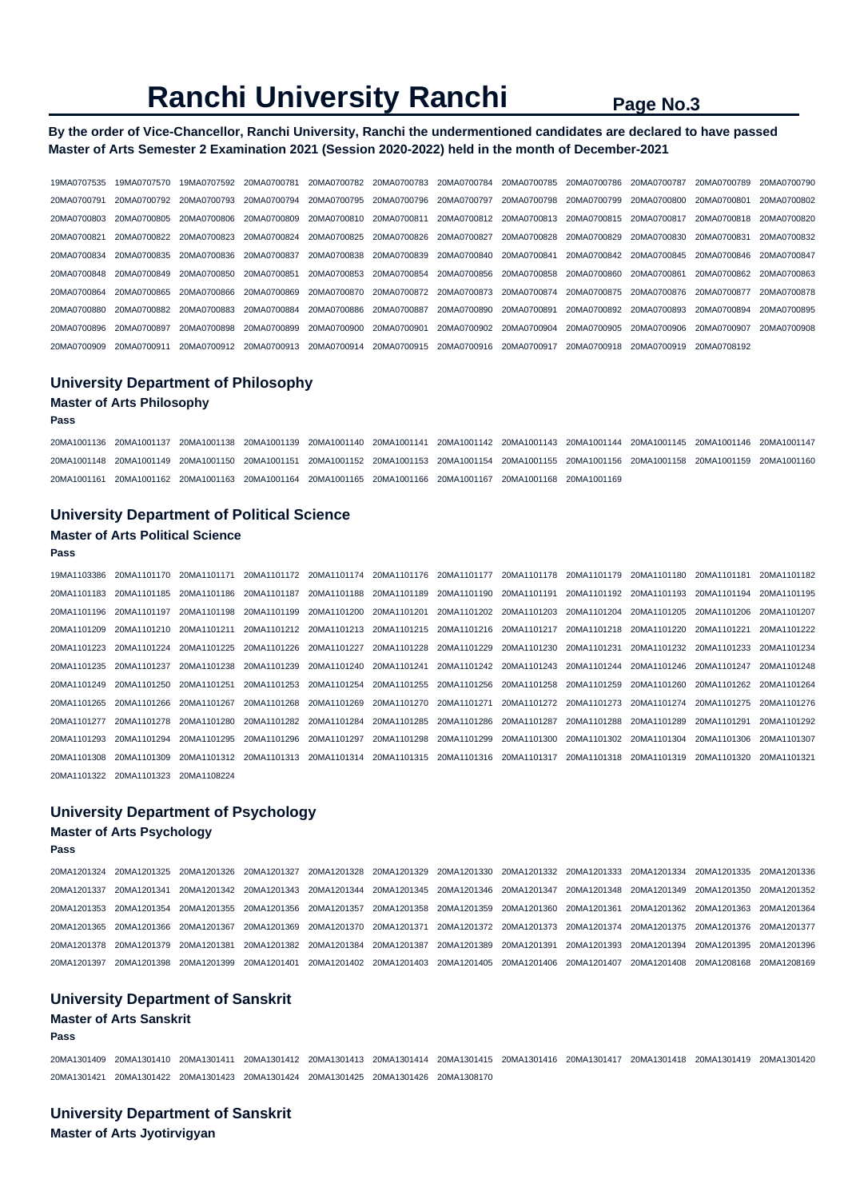# Ranchi University Ranchi

**By the order of Vice-Chancellor, Ranchi University, Ranchi the undermentioned candidates are declared to have passed Master of Arts Semester 2 Examination 2021 (Session 2020-2022) held in the month of December-2021**

19MA0707535 19MA0707570 19MA0707592 20MA0700781 20MA0700782 20MA0700783 20MA0700784 20MA0700785 20MA0700786 20MA0700787 20MA0700789 20MA0700790
20MA0700791 20MA0700792 20MA0700793 20MA0700794 20MA0700795 20MA0700796 20MA0700797 20MA0700798 20MA0700799 20MA0700800 20MA0700801 20MA0700802
20MA0700803 20MA0700805 20MA0700806 20MA0700809 20MA0700810 20MA0700811 20MA0700812 20MA0700813 20MA0700815 20MA0700817 20MA0700818 20MA0700820
20MA0700821 20MA0700822 20MA0700823 20MA0700824 20MA0700825 20MA0700826 20MA0700827 20MA0700828 20MA0700829 20MA0700830 20MA0700831 20MA0700832
20MA0700834 20MA0700835 20MA0700836 20MA0700837 20MA0700838 20MA0700839 20MA0700840 20MA0700841 20MA0700842 20MA0700845 20MA0700846 20MA0700847
20MA0700848 20MA0700849 20MA0700850 20MA0700851 20MA0700853 20MA0700854 20MA0700856 20MA0700858 20MA0700860 20MA0700861 20MA0700862 20MA0700863
20MA0700864 20MA0700865 20MA0700866 20MA0700869 20MA0700870 20MA0700872 20MA0700873 20MA0700874 20MA0700875 20MA0700876 20MA0700877 20MA0700878
20MA0700880 20MA0700882 20MA0700883 20MA0700884 20MA0700886 20MA0700887 20MA0700890 20MA0700891 20MA0700892 20MA0700893 20MA0700894 20MA0700895
20MA0700896 20MA0700897 20MA0700898 20MA0700899 20MA0700900 20MA0700901 20MA0700902 20MA0700904 20MA0700905 20MA0700906 20MA0700907 20MA0700908
20MA0700909 20MA0700911 20MA0700912 20MA0700913 20MA0700914 20MA0700915 20MA0700916 20MA0700917 20MA0700918 20MA0700919 20MA0708192

## University Department of Philosophy

### Master of Arts Philosophy

**Pass**

20MA1001136 20MA1001137 20MA1001138 20MA1001139 20MA1001140 20MA1001141 20MA1001142 20MA1001143 20MA1001144 20MA1001145 20MA1001146 20MA1001147
20MA1001148 20MA1001149 20MA1001150 20MA1001151 20MA1001152 20MA1001153 20MA1001154 20MA1001155 20MA1001156 20MA1001158 20MA1001159 20MA1001160
20MA1001161 20MA1001162 20MA1001163 20MA1001164 20MA1001165 20MA1001166 20MA1001167 20MA1001168 20MA1001169

## University Department of Political Science

### Master of Arts Political Science

**Pass**

19MA1103386 20MA1101170 20MA1101171 20MA1101172 20MA1101174 20MA1101176 20MA1101177 20MA1101178 20MA1101179 20MA1101180 20MA1101181 20MA1101182
20MA1101183 20MA1101185 20MA1101186 20MA1101187 20MA1101188 20MA1101189 20MA1101190 20MA1101191 20MA1101192 20MA1101193 20MA1101194 20MA1101195
20MA1101196 20MA1101197 20MA1101198 20MA1101199 20MA1101200 20MA1101201 20MA1101202 20MA1101203 20MA1101204 20MA1101205 20MA1101206 20MA1101207
20MA1101209 20MA1101210 20MA1101211 20MA1101212 20MA1101213 20MA1101215 20MA1101216 20MA1101217 20MA1101218 20MA1101220 20MA1101221 20MA1101222
20MA1101223 20MA1101224 20MA1101225 20MA1101226 20MA1101227 20MA1101228 20MA1101229 20MA1101230 20MA1101231 20MA1101232 20MA1101233 20MA1101234
20MA1101235 20MA1101237 20MA1101238 20MA1101239 20MA1101240 20MA1101241 20MA1101242 20MA1101243 20MA1101244 20MA1101246 20MA1101247 20MA1101248
20MA1101249 20MA1101250 20MA1101251 20MA1101253 20MA1101254 20MA1101255 20MA1101256 20MA1101258 20MA1101259 20MA1101260 20MA1101262 20MA1101264
20MA1101265 20MA1101266 20MA1101267 20MA1101268 20MA1101269 20MA1101270 20MA1101271 20MA1101272 20MA1101273 20MA1101274 20MA1101275 20MA1101276
20MA1101277 20MA1101278 20MA1101280 20MA1101282 20MA1101284 20MA1101285 20MA1101286 20MA1101287 20MA1101288 20MA1101289 20MA1101291 20MA1101292
20MA1101293 20MA1101294 20MA1101295 20MA1101296 20MA1101297 20MA1101298 20MA1101299 20MA1101300 20MA1101302 20MA1101304 20MA1101306 20MA1101307
20MA1101308 20MA1101309 20MA1101312 20MA1101313 20MA1101314 20MA1101315 20MA1101316 20MA1101317 20MA1101318 20MA1101319 20MA1101320 20MA1101321
20MA1101322 20MA1101323 20MA1108224

## University Department of Psychology

### Master of Arts Psychology

**Pass**

20MA1201324 20MA1201325 20MA1201326 20MA1201327 20MA1201328 20MA1201329 20MA1201330 20MA1201332 20MA1201333 20MA1201334 20MA1201335 20MA1201336
20MA1201337 20MA1201341 20MA1201342 20MA1201343 20MA1201344 20MA1201345 20MA1201346 20MA1201347 20MA1201348 20MA1201349 20MA1201350 20MA1201352
20MA1201353 20MA1201354 20MA1201355 20MA1201356 20MA1201357 20MA1201358 20MA1201359 20MA1201360 20MA1201361 20MA1201362 20MA1201363 20MA1201364
20MA1201365 20MA1201366 20MA1201367 20MA1201369 20MA1201370 20MA1201371 20MA1201372 20MA1201373 20MA1201374 20MA1201375 20MA1201376 20MA1201377
20MA1201378 20MA1201379 20MA1201381 20MA1201382 20MA1201384 20MA1201387 20MA1201389 20MA1201391 20MA1201393 20MA1201394 20MA1201395 20MA1201396
20MA1201397 20MA1201398 20MA1201399 20MA1201401 20MA1201402 20MA1201403 20MA1201405 20MA1201406 20MA1201407 20MA1201408 20MA1208168 20MA1208169

## University Department of Sanskrit

### Master of Arts Sanskrit

**Pass**

20MA1301409 20MA1301410 20MA1301411 20MA1301412 20MA1301413 20MA1301414 20MA1301415 20MA1301416 20MA1301417 20MA1301418 20MA1301419 20MA1301420
20MA1301421 20MA1301422 20MA1301423 20MA1301424 20MA1301425 20MA1301426 20MA1308170

## University Department of Sanskrit

### Master of Arts Jyotirvigyan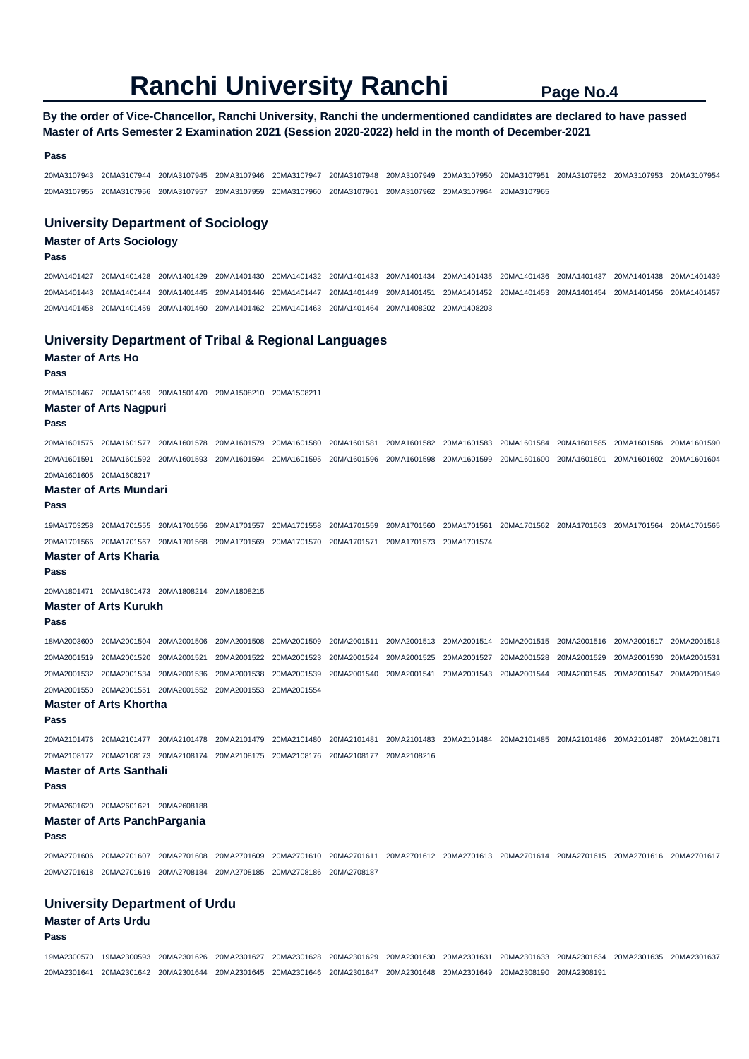# Ranchi University Ranchi

**By the order of Vice-Chancellor, Ranchi University, Ranchi the undermentioned candidates are declared to have passed Master of Arts Semester 2 Examination 2021 (Session 2020-2022) held in the month of December-2021**

**Pass**

20MA3107943 20MA3107944 20MA3107945 20MA3107946 20MA3107947 20MA3107948 20MA3107949 20MA3107950 20MA3107951 20MA3107952 20MA3107953 20MA3107954 20MA3107955 20MA3107956 20MA3107957 20MA3107959 20MA3107960 20MA3107961 20MA3107962 20MA3107964 20MA3107965

## University Department of Sociology

### Master of Arts Sociology

**Pass**

20MA1401427 20MA1401428 20MA1401429 20MA1401430 20MA1401432 20MA1401433 20MA1401434 20MA1401435 20MA1401436 20MA1401437 20MA1401438 20MA1401439 20MA1401443 20MA1401444 20MA1401445 20MA1401446 20MA1401447 20MA1401449 20MA1401451 20MA1401452 20MA1401453 20MA1401454 20MA1401456 20MA1401457 20MA1401458 20MA1401459 20MA1401460 20MA1401462 20MA1401463 20MA1401464 20MA1408202 20MA1408203

## University Department of Tribal & Regional Languages

### Master of Arts Ho

**Pass**

20MA1501467 20MA1501469 20MA1501470 20MA1508210 20MA1508211

### Master of Arts Nagpuri

**Pass**

20MA1601575 20MA1601577 20MA1601578 20MA1601579 20MA1601580 20MA1601581 20MA1601582 20MA1601583 20MA1601584 20MA1601585 20MA1601586 20MA1601590 20MA1601591 20MA1601592 20MA1601593 20MA1601594 20MA1601595 20MA1601596 20MA1601598 20MA1601599 20MA1601600 20MA1601601 20MA1601602 20MA1601604 20MA1601605 20MA1608217

### Master of Arts Mundari

**Pass**

19MA1703258 20MA1701555 20MA1701556 20MA1701557 20MA1701558 20MA1701559 20MA1701560 20MA1701561 20MA1701562 20MA1701563 20MA1701564 20MA1701565 20MA1701566 20MA1701567 20MA1701568 20MA1701569 20MA1701570 20MA1701571 20MA1701573 20MA1701574

### Master of Arts Kharia

**Pass**

20MA1801471 20MA1801473 20MA1808214 20MA1808215

### Master of Arts Kurukh

**Pass**

18MA2003600 20MA2001504 20MA2001506 20MA2001508 20MA2001509 20MA2001511 20MA2001513 20MA2001514 20MA2001515 20MA2001516 20MA2001517 20MA2001518 20MA2001519 20MA2001520 20MA2001521 20MA2001522 20MA2001523 20MA2001524 20MA2001525 20MA2001527 20MA2001528 20MA2001529 20MA2001530 20MA2001531 20MA2001532 20MA2001534 20MA2001536 20MA2001538 20MA2001539 20MA2001540 20MA2001541 20MA2001543 20MA2001544 20MA2001545 20MA2001547 20MA2001549 20MA2001550 20MA2001551 20MA2001552 20MA2001553 20MA2001554

### Master of Arts Khortha

**Pass**

20MA2101476 20MA2101477 20MA2101478 20MA2101479 20MA2101480 20MA2101481 20MA2101483 20MA2101484 20MA2101485 20MA2101486 20MA2101487 20MA2108171 20MA2108172 20MA2108173 20MA2108174 20MA2108175 20MA2108176 20MA2108177 20MA2108216

### Master of Arts Santhali

**Pass**

20MA2601620 20MA2601621 20MA2608188

### Master of Arts PanchPargania

**Pass**

20MA2701606 20MA2701607 20MA2701608 20MA2701609 20MA2701610 20MA2701611 20MA2701612 20MA2701613 20MA2701614 20MA2701615 20MA2701616 20MA2701617 20MA2701618 20MA2701619 20MA2708184 20MA2708185 20MA2708186 20MA2708187

## University Department of Urdu

### Master of Arts Urdu

**Pass**

19MA2300570 19MA2300593 20MA2301626 20MA2301627 20MA2301628 20MA2301629 20MA2301630 20MA2301631 20MA2301633 20MA2301634 20MA2301635 20MA2301637 20MA2301641 20MA2301642 20MA2301644 20MA2301645 20MA2301646 20MA2301647 20MA2301648 20MA2301649 20MA2308190 20MA2308191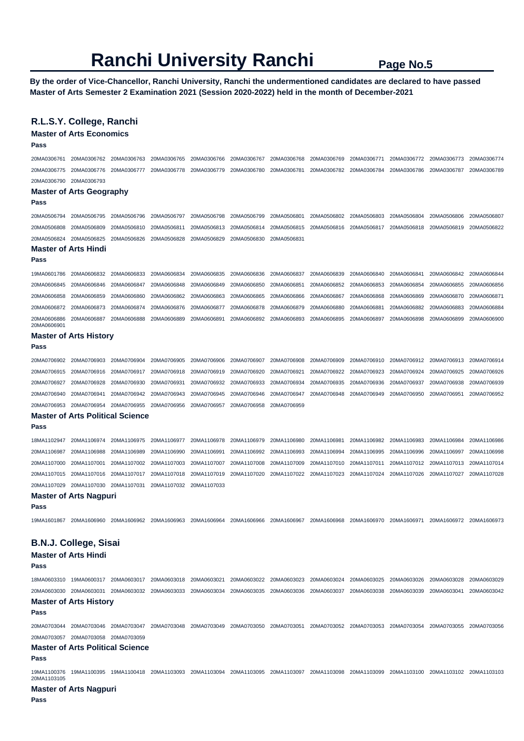# Ranchi University Ranchi

**By the order of Vice-Chancellor, Ranchi University, Ranchi the undermentioned candidates are declared to have passed Master of Arts Semester 2 Examination 2021 (Session 2020-2022) held in the month of December-2021**

## R.L.S.Y. College, Ranchi

### Master of Arts Economics

**Pass**

20MA0306761 20MA0306762 20MA0306763 20MA0306765 20MA0306766 20MA0306767 20MA0306768 20MA0306769 20MA0306771 20MA0306772 20MA0306773 20MA0306774 20MA0306775 20MA0306776 20MA0306777 20MA0306778 20MA0306779 20MA0306780 20MA0306781 20MA0306782 20MA0306784 20MA0306786 20MA0306787 20MA0306789 20MA0306790 20MA0306793

### Master of Arts Geography

**Pass**

20MA0506794 20MA0506795 20MA0506796 20MA0506797 20MA0506798 20MA0506799 20MA0506801 20MA0506802 20MA0506803 20MA0506804 20MA0506806 20MA0506807 20MA0506808 20MA0506809 20MA0506810 20MA0506811 20MA0506813 20MA0506814 20MA0506815 20MA0506816 20MA0506817 20MA0506818 20MA0506819 20MA0506822 20MA0506824 20MA0506825 20MA0506826 20MA0506828 20MA0506829 20MA0506830 20MA0506831

### Master of Arts Hindi

**Pass**

19MA0601786 20MA0606832 20MA0606833 20MA0606834 20MA0606835 20MA0606836 20MA0606837 20MA0606839 20MA0606840 20MA0606841 20MA0606842 20MA0606844 20MA0606845 20MA0606846 20MA0606847 20MA0606848 20MA0606849 20MA0606850 20MA0606851 20MA0606852 20MA0606853 20MA0606854 20MA0606855 20MA0606856 20MA0606858 20MA0606859 20MA0606860 20MA0606862 20MA0606863 20MA0606865 20MA0606866 20MA0606867 20MA0606868 20MA0606869 20MA0606870 20MA0606871 20MA0606872 20MA0606873 20MA0606874 20MA0606876 20MA0606877 20MA0606878 20MA0606879 20MA0606880 20MA0606881 20MA0606882 20MA0606883 20MA0606884 20MA0606886 20MA0606887 20MA0606888 20MA0606889 20MA0606891 20MA0606892 20MA0606893 20MA0606895 20MA0606897 20MA0606898 20MA0606899 20MA0606900 20MA0606901

### Master of Arts History

**Pass**

20MA0706902 20MA0706903 20MA0706904 20MA0706905 20MA0706906 20MA0706907 20MA0706908 20MA0706909 20MA0706910 20MA0706912 20MA0706913 20MA0706914 20MA0706915 20MA0706916 20MA0706917 20MA0706918 20MA0706919 20MA0706920 20MA0706921 20MA0706922 20MA0706923 20MA0706924 20MA0706925 20MA0706926 20MA0706927 20MA0706928 20MA0706930 20MA0706931 20MA0706932 20MA0706933 20MA0706934 20MA0706935 20MA0706936 20MA0706937 20MA0706938 20MA0706939 20MA0706940 20MA0706941 20MA0706942 20MA0706943 20MA0706945 20MA0706946 20MA0706947 20MA0706948 20MA0706949 20MA0706950 20MA0706951 20MA0706952 20MA0706953 20MA0706954 20MA0706955 20MA0706956 20MA0706957 20MA0706958 20MA0706959

### Master of Arts Political Science

**Pass**

18MA1102947 20MA1106974 20MA1106975 20MA1106977 20MA1106978 20MA1106979 20MA1106980 20MA1106981 20MA1106982 20MA1106983 20MA1106984 20MA1106986 20MA1106987 20MA1106988 20MA1106989 20MA1106990 20MA1106991 20MA1106992 20MA1106993 20MA1106994 20MA1106995 20MA1106996 20MA1106997 20MA1106998 20MA1107000 20MA1107001 20MA1107002 20MA1107003 20MA1107007 20MA1107008 20MA1107009 20MA1107010 20MA1107011 20MA1107012 20MA1107013 20MA1107014 20MA1107015 20MA1107016 20MA1107017 20MA1107018 20MA1107019 20MA1107020 20MA1107022 20MA1107023 20MA1107024 20MA1107026 20MA1107027 20MA1107028 20MA1107029 20MA1107030 20MA1107031 20MA1107032 20MA1107033

### Master of Arts Nagpuri

**Pass**

19MA1601867 20MA1606960 20MA1606962 20MA1606963 20MA1606964 20MA1606966 20MA1606967 20MA1606968 20MA1606970 20MA1606971 20MA1606972 20MA1606973

## B.N.J. College, Sisai

### Master of Arts Hindi

**Pass**

18MA0603310 19MA0600317 20MA0603017 20MA0603018 20MA0603021 20MA0603022 20MA0603023 20MA0603024 20MA0603025 20MA0603026 20MA0603028 20MA0603029 20MA0603030 20MA0603031 20MA0603032 20MA0603033 20MA0603034 20MA0603035 20MA0603036 20MA0603037 20MA0603038 20MA0603039 20MA0603041 20MA0603042

### Master of Arts History

**Pass**

20MA0703044 20MA0703046 20MA0703047 20MA0703048 20MA0703049 20MA0703050 20MA0703051 20MA0703052 20MA0703053 20MA0703054 20MA0703055 20MA0703056 20MA0703057 20MA0703058 20MA0703059

### Master of Arts Political Science

**Pass**

19MA1100376 19MA1100395 19MA1100418 20MA1103093 20MA1103094 20MA1103095 20MA1103097 20MA1103098 20MA1103099 20MA1103100 20MA1103102 20MA1103103 20MA1103105

### Master of Arts Nagpuri

**Pass**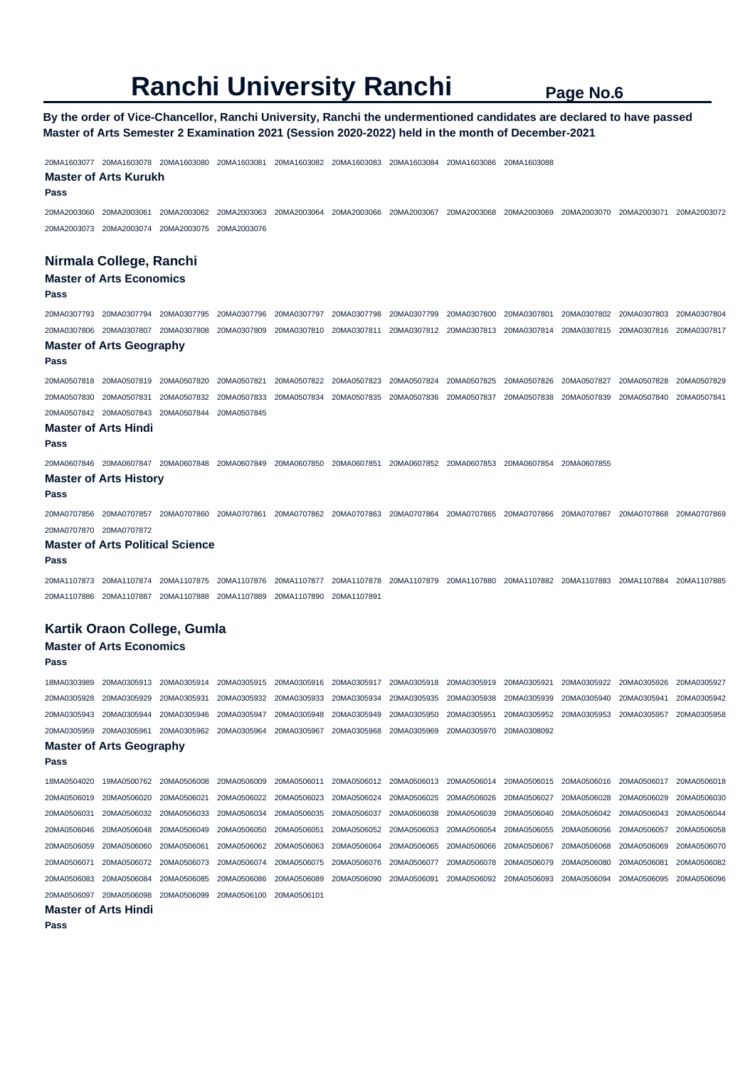# Ranchi University Ranchi

**By the order of Vice-Chancellor, Ranchi University, Ranchi the undermentioned candidates are declared to have passed Master of Arts Semester 2 Examination 2021 (Session 2020-2022) held in the month of December-2021**

20MA1603077 20MA1603078 20MA1603080 20MA1603081 20MA1603082 20MA1603083 20MA1603084 20MA1603086 20MA1603088

### Master of Arts Kurukh

**Pass**

20MA2003060 20MA2003061 20MA2003062 20MA2003063 20MA2003064 20MA2003066 20MA2003067 20MA2003068 20MA2003069 20MA2003070 20MA2003071 20MA2003072 20MA2003073 20MA2003074 20MA2003075 20MA2003076

## Nirmala College, Ranchi

### Master of Arts Economics

**Pass**

20MA0307793 20MA0307794 20MA0307795 20MA0307796 20MA0307797 20MA0307798 20MA0307799 20MA0307800 20MA0307801 20MA0307802 20MA0307803 20MA0307804 20MA0307806 20MA0307807 20MA0307808 20MA0307809 20MA0307810 20MA0307811 20MA0307812 20MA0307813 20MA0307814 20MA0307815 20MA0307816 20MA0307817

### Master of Arts Geography

**Pass**

20MA0507818 20MA0507819 20MA0507820 20MA0507821 20MA0507822 20MA0507823 20MA0507824 20MA0507825 20MA0507826 20MA0507827 20MA0507828 20MA0507829 20MA0507830 20MA0507831 20MA0507832 20MA0507833 20MA0507834 20MA0507835 20MA0507836 20MA0507837 20MA0507838 20MA0507839 20MA0507840 20MA0507841 20MA0507842 20MA0507843 20MA0507844 20MA0507845

### Master of Arts Hindi

**Pass**

20MA0607846 20MA0607847 20MA0607848 20MA0607849 20MA0607850 20MA0607851 20MA0607852 20MA0607853 20MA0607854 20MA0607855

### Master of Arts History

**Pass**

20MA0707856 20MA0707857 20MA0707860 20MA0707861 20MA0707862 20MA0707863 20MA0707864 20MA0707865 20MA0707866 20MA0707867 20MA0707868 20MA0707869 20MA0707870 20MA0707872

### Master of Arts Political Science

**Pass**

20MA1107873 20MA1107874 20MA1107875 20MA1107876 20MA1107877 20MA1107878 20MA1107879 20MA1107880 20MA1107882 20MA1107883 20MA1107884 20MA1107885 20MA1107886 20MA1107887 20MA1107888 20MA1107889 20MA1107890 20MA1107891

## Kartik Oraon College, Gumla

### Master of Arts Economics

**Pass**

18MA0303989 20MA0305913 20MA0305914 20MA0305915 20MA0305916 20MA0305917 20MA0305918 20MA0305919 20MA0305921 20MA0305922 20MA0305926 20MA0305927 20MA0305928 20MA0305929 20MA0305931 20MA0305932 20MA0305933 20MA0305934 20MA0305935 20MA0305938 20MA0305939 20MA0305940 20MA0305941 20MA0305942 20MA0305943 20MA0305944 20MA0305946 20MA0305947 20MA0305948 20MA0305949 20MA0305950 20MA0305951 20MA0305952 20MA0305953 20MA0305957 20MA0305958 20MA0305959 20MA0305961 20MA0305962 20MA0305964 20MA0305967 20MA0305968 20MA0305969 20MA0305970 20MA0308092

### Master of Arts Geography

**Pass**

18MA0504020 19MA0500762 20MA0506008 20MA0506009 20MA0506011 20MA0506012 20MA0506013 20MA0506014 20MA0506015 20MA0506016 20MA0506017 20MA0506018 20MA0506019 20MA0506020 20MA0506021 20MA0506022 20MA0506023 20MA0506024 20MA0506025 20MA0506026 20MA0506027 20MA0506028 20MA0506029 20MA0506030 20MA0506031 20MA0506032 20MA0506033 20MA0506034 20MA0506035 20MA0506037 20MA0506038 20MA0506039 20MA0506040 20MA0506042 20MA0506043 20MA0506044 20MA0506046 20MA0506048 20MA0506049 20MA0506050 20MA0506051 20MA0506052 20MA0506053 20MA0506054 20MA0506055 20MA0506056 20MA0506057 20MA0506058 20MA0506059 20MA0506060 20MA0506061 20MA0506062 20MA0506063 20MA0506064 20MA0506065 20MA0506066 20MA0506067 20MA0506068 20MA0506069 20MA0506070 20MA0506071 20MA0506072 20MA0506073 20MA0506074 20MA0506075 20MA0506076 20MA0506077 20MA0506078 20MA0506079 20MA0506080 20MA0506081 20MA0506082 20MA0506083 20MA0506084 20MA0506085 20MA0506086 20MA0506089 20MA0506090 20MA0506091 20MA0506092 20MA0506093 20MA0506094 20MA0506095 20MA0506096 20MA0506097 20MA0506098 20MA0506099 20MA0506100 20MA0506101

### Master of Arts Hindi

**Pass**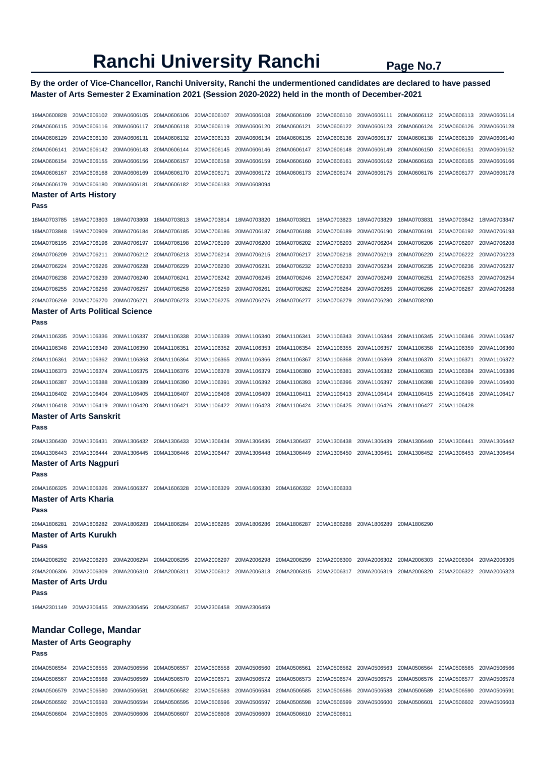# Ranchi University Ranchi

**By the order of Vice-Chancellor, Ranchi University, Ranchi the undermentioned candidates are declared to have passed Master of Arts Semester 2 Examination 2021 (Session 2020-2022) held in the month of December-2021**

19MA0600828 20MA0606102 20MA0606105 20MA0606106 20MA0606107 20MA0606108 20MA0606109 20MA0606110 20MA0606111 20MA0606112 20MA0606113 20MA0606114
20MA0606115 20MA0606116 20MA0606117 20MA0606118 20MA0606119 20MA0606120 20MA0606121 20MA0606122 20MA0606123 20MA0606124 20MA0606126 20MA0606128
20MA0606129 20MA0606130 20MA0606131 20MA0606132 20MA0606133 20MA0606134 20MA0606135 20MA0606136 20MA0606137 20MA0606138 20MA0606139 20MA0606140
20MA0606141 20MA0606142 20MA0606143 20MA0606144 20MA0606145 20MA0606146 20MA0606147 20MA0606148 20MA0606149 20MA0606150 20MA0606151 20MA0606152
20MA0606154 20MA0606155 20MA0606156 20MA0606157 20MA0606158 20MA0606159 20MA0606160 20MA0606161 20MA0606162 20MA0606163 20MA0606165 20MA0606166
20MA0606167 20MA0606168 20MA0606169 20MA0606170 20MA0606171 20MA0606172 20MA0606173 20MA0606174 20MA0606175 20MA0606176 20MA0606177 20MA0606178
20MA0606179 20MA0606180 20MA0606181 20MA0606182 20MA0606183 20MA0608094

### Master of Arts History

**Pass**

18MA0703785 18MA0703803 18MA0703808 18MA0703813 18MA0703814 18MA0703820 18MA0703821 18MA0703823 18MA0703829 18MA0703831 18MA0703842 18MA0703847
18MA0703848 19MA0700909 20MA0706184 20MA0706185 20MA0706186 20MA0706187 20MA0706188 20MA0706189 20MA0706190 20MA0706191 20MA0706192 20MA0706193
20MA0706195 20MA0706196 20MA0706197 20MA0706198 20MA0706199 20MA0706200 20MA0706202 20MA0706203 20MA0706204 20MA0706206 20MA0706207 20MA0706208
20MA0706209 20MA0706211 20MA0706212 20MA0706213 20MA0706214 20MA0706215 20MA0706217 20MA0706218 20MA0706219 20MA0706220 20MA0706222 20MA0706223
20MA0706224 20MA0706226 20MA0706228 20MA0706229 20MA0706230 20MA0706231 20MA0706232 20MA0706233 20MA0706234 20MA0706235 20MA0706236 20MA0706237
20MA0706238 20MA0706239 20MA0706240 20MA0706241 20MA0706242 20MA0706245 20MA0706246 20MA0706247 20MA0706249 20MA0706251 20MA0706253 20MA0706254
20MA0706255 20MA0706256 20MA0706257 20MA0706258 20MA0706259 20MA0706261 20MA0706262 20MA0706264 20MA0706265 20MA0706266 20MA0706267 20MA0706268
20MA0706269 20MA0706270 20MA0706271 20MA0706273 20MA0706275 20MA0706276 20MA0706277 20MA0706279 20MA0706280 20MA0708200

### Master of Arts Political Science

**Pass**

20MA1106335 20MA1106336 20MA1106337 20MA1106338 20MA1106339 20MA1106340 20MA1106341 20MA1106343 20MA1106344 20MA1106345 20MA1106346 20MA1106347
20MA1106348 20MA1106349 20MA1106350 20MA1106351 20MA1106352 20MA1106353 20MA1106354 20MA1106355 20MA1106357 20MA1106358 20MA1106359 20MA1106360
20MA1106361 20MA1106362 20MA1106363 20MA1106364 20MA1106365 20MA1106366 20MA1106367 20MA1106368 20MA1106369 20MA1106370 20MA1106371 20MA1106372
20MA1106373 20MA1106374 20MA1106375 20MA1106376 20MA1106378 20MA1106379 20MA1106380 20MA1106381 20MA1106382 20MA1106383 20MA1106384 20MA1106386
20MA1106387 20MA1106388 20MA1106389 20MA1106390 20MA1106391 20MA1106392 20MA1106393 20MA1106396 20MA1106397 20MA1106398 20MA1106399 20MA1106400
20MA1106402 20MA1106404 20MA1106405 20MA1106407 20MA1106408 20MA1106409 20MA1106411 20MA1106413 20MA1106414 20MA1106415 20MA1106416 20MA1106417
20MA1106418 20MA1106419 20MA1106420 20MA1106421 20MA1106422 20MA1106423 20MA1106424 20MA1106425 20MA1106426 20MA1106427 20MA1106428

### Master of Arts Sanskrit

**Pass**

20MA1306430 20MA1306431 20MA1306432 20MA1306433 20MA1306434 20MA1306436 20MA1306437 20MA1306438 20MA1306439 20MA1306440 20MA1306441 20MA1306442
20MA1306443 20MA1306444 20MA1306445 20MA1306446 20MA1306447 20MA1306448 20MA1306449 20MA1306450 20MA1306451 20MA1306452 20MA1306453 20MA1306454

### Master of Arts Nagpuri

**Pass**

20MA1606325 20MA1606326 20MA1606327 20MA1606328 20MA1606329 20MA1606330 20MA1606332 20MA1606333

### Master of Arts Kharia

**Pass**

20MA1806281 20MA1806282 20MA1806283 20MA1806284 20MA1806285 20MA1806286 20MA1806287 20MA1806288 20MA1806289 20MA1806290

### Master of Arts Kurukh

**Pass**

20MA2006292 20MA2006293 20MA2006294 20MA2006295 20MA2006297 20MA2006298 20MA2006299 20MA2006300 20MA2006302 20MA2006303 20MA2006304 20MA2006305
20MA2006306 20MA2006309 20MA2006310 20MA2006311 20MA2006312 20MA2006313 20MA2006315 20MA2006317 20MA2006319 20MA2006320 20MA2006322 20MA2006323

### Master of Arts Urdu

**Pass**

19MA2301149 20MA2306455 20MA2306456 20MA2306457 20MA2306458 20MA2306459

## Mandar College, Mandar

### Master of Arts Geography

**Pass**

20MA0506554 20MA0506555 20MA0506556 20MA0506557 20MA0506558 20MA0506560 20MA0506561 20MA0506562 20MA0506563 20MA0506564 20MA0506565 20MA0506566
20MA0506567 20MA0506568 20MA0506569 20MA0506570 20MA0506571 20MA0506572 20MA0506573 20MA0506574 20MA0506575 20MA0506576 20MA0506577 20MA0506578
20MA0506579 20MA0506580 20MA0506581 20MA0506582 20MA0506583 20MA0506584 20MA0506585 20MA0506586 20MA0506588 20MA0506589 20MA0506590 20MA0506591
20MA0506592 20MA0506593 20MA0506594 20MA0506595 20MA0506596 20MA0506597 20MA0506598 20MA0506599 20MA0506600 20MA0506601 20MA0506602 20MA0506603
20MA0506604 20MA0506605 20MA0506606 20MA0506607 20MA0506608 20MA0506609 20MA0506610 20MA0506611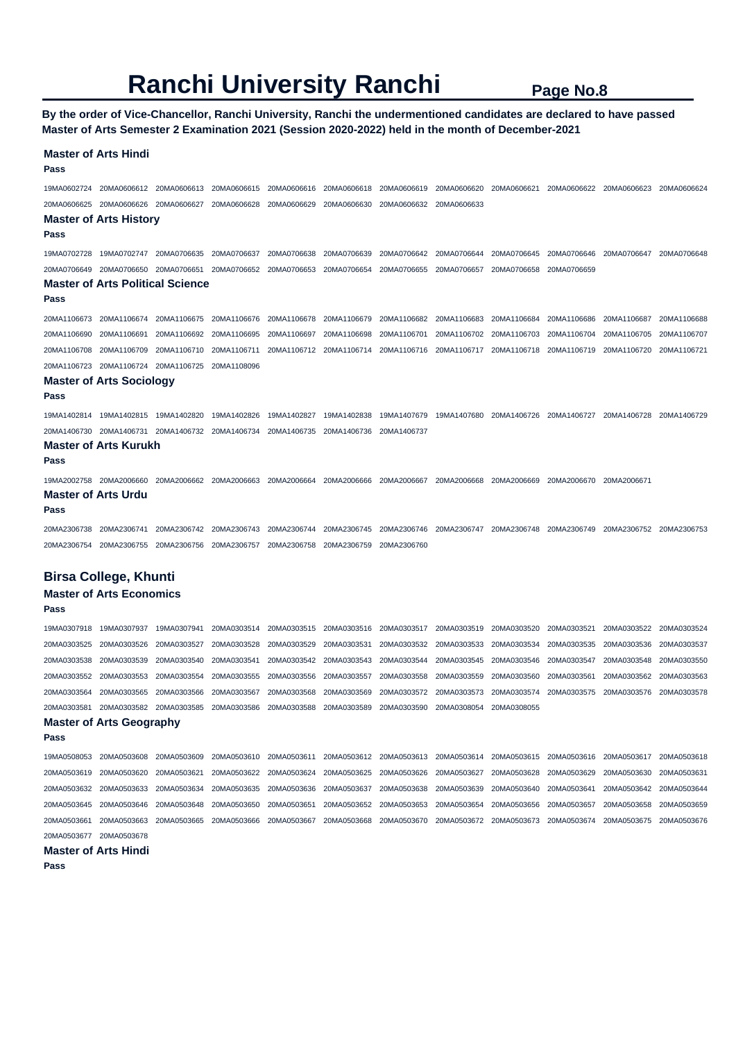# Ranchi University Ranchi

**By the order of Vice-Chancellor, Ranchi University, Ranchi the undermentioned candidates are declared to have passed Master of Arts Semester 2 Examination 2021 (Session 2020-2022) held in the month of December-2021**

### Master of Arts Hindi

**Pass**

19MA0602724 20MA0606612 20MA0606613 20MA0606615 20MA0606616 20MA0606618 20MA0606619 20MA0606620 20MA0606621 20MA0606622 20MA0606623 20MA0606624 20MA0606625 20MA0606626 20MA0606627 20MA0606628 20MA0606629 20MA0606630 20MA0606632 20MA0606633

### Master of Arts History

**Pass**

19MA0702728 19MA0702747 20MA0706635 20MA0706637 20MA0706638 20MA0706639 20MA0706642 20MA0706644 20MA0706645 20MA0706646 20MA0706647 20MA0706648 20MA0706649 20MA0706650 20MA0706651 20MA0706652 20MA0706653 20MA0706654 20MA0706655 20MA0706657 20MA0706658 20MA0706659

### Master of Arts Political Science

**Pass**

20MA1106673 20MA1106674 20MA1106675 20MA1106676 20MA1106678 20MA1106679 20MA1106682 20MA1106683 20MA1106684 20MA1106686 20MA1106687 20MA1106688 20MA1106690 20MA1106691 20MA1106692 20MA1106695 20MA1106697 20MA1106698 20MA1106701 20MA1106702 20MA1106703 20MA1106704 20MA1106705 20MA1106707 20MA1106708 20MA1106709 20MA1106710 20MA1106711 20MA1106712 20MA1106714 20MA1106716 20MA1106717 20MA1106718 20MA1106719 20MA1106720 20MA1106721 20MA1106723 20MA1106724 20MA1106725 20MA1108096

### Master of Arts Sociology

**Pass**

19MA1402814 19MA1402815 19MA1402820 19MA1402826 19MA1402827 19MA1402838 19MA1407679 19MA1407680 20MA1406726 20MA1406727 20MA1406728 20MA1406729 20MA1406730 20MA1406731 20MA1406732 20MA1406734 20MA1406735 20MA1406736 20MA1406737

### Master of Arts Kurukh

**Pass**

19MA2002758 20MA2006660 20MA2006662 20MA2006663 20MA2006664 20MA2006666 20MA2006667 20MA2006668 20MA2006669 20MA2006670 20MA2006671

### Master of Arts Urdu

**Pass**

20MA2306738 20MA2306741 20MA2306742 20MA2306743 20MA2306744 20MA2306745 20MA2306746 20MA2306747 20MA2306748 20MA2306749 20MA2306752 20MA2306753 20MA2306754 20MA2306755 20MA2306756 20MA2306757 20MA2306758 20MA2306759 20MA2306760

## Birsa College, Khunti

### Master of Arts Economics

**Pass**

19MA0307918 19MA0307937 19MA0307941 20MA0303514 20MA0303515 20MA0303516 20MA0303517 20MA0303519 20MA0303520 20MA0303521 20MA0303522 20MA0303524 20MA0303525 20MA0303526 20MA0303527 20MA0303528 20MA0303529 20MA0303531 20MA0303532 20MA0303533 20MA0303534 20MA0303535 20MA0303536 20MA0303537 20MA0303538 20MA0303539 20MA0303540 20MA0303541 20MA0303542 20MA0303543 20MA0303544 20MA0303545 20MA0303546 20MA0303547 20MA0303548 20MA0303550 20MA0303552 20MA0303553 20MA0303554 20MA0303555 20MA0303556 20MA0303557 20MA0303558 20MA0303559 20MA0303560 20MA0303561 20MA0303562 20MA0303563 20MA0303564 20MA0303565 20MA0303566 20MA0303567 20MA0303568 20MA0303569 20MA0303572 20MA0303573 20MA0303574 20MA0303575 20MA0303576 20MA0303578 20MA0303581 20MA0303582 20MA0303585 20MA0303586 20MA0303588 20MA0303589 20MA0303590 20MA0308054 20MA0308055

### Master of Arts Geography

**Pass**

19MA0508053 20MA0503608 20MA0503609 20MA0503610 20MA0503611 20MA0503612 20MA0503613 20MA0503614 20MA0503615 20MA0503616 20MA0503617 20MA0503618 20MA0503619 20MA0503620 20MA0503621 20MA0503622 20MA0503624 20MA0503625 20MA0503626 20MA0503627 20MA0503628 20MA0503629 20MA0503630 20MA0503631 20MA0503632 20MA0503633 20MA0503634 20MA0503635 20MA0503636 20MA0503637 20MA0503638 20MA0503639 20MA0503640 20MA0503641 20MA0503642 20MA0503644 20MA0503645 20MA0503646 20MA0503648 20MA0503650 20MA0503651 20MA0503652 20MA0503653 20MA0503654 20MA0503656 20MA0503657 20MA0503658 20MA0503659 20MA0503661 20MA0503663 20MA0503665 20MA0503666 20MA0503667 20MA0503668 20MA0503670 20MA0503672 20MA0503673 20MA0503674 20MA0503675 20MA0503676 20MA0503677 20MA0503678

### Master of Arts Hindi

**Pass**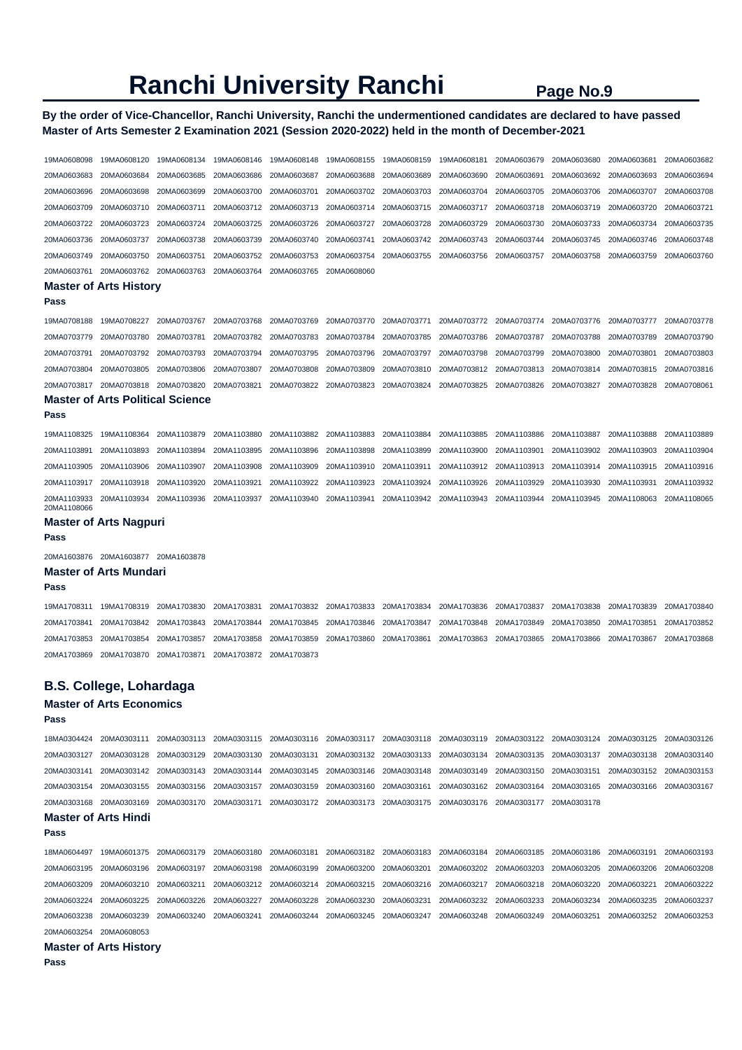# Ranchi University Ranchi

**By the order of Vice-Chancellor, Ranchi University, Ranchi the undermentioned candidates are declared to have passed Master of Arts Semester 2 Examination 2021 (Session 2020-2022) held in the month of December-2021**

19MA0608098 19MA0608120 19MA0608134 19MA0608146 19MA0608148 19MA0608155 19MA0608159 19MA0608181 20MA0603679 20MA0603680 20MA0603681 20MA0603682 20MA0603683 20MA0603684 20MA0603685 20MA0603686 20MA0603687 20MA0603688 20MA0603689 20MA0603690 20MA0603691 20MA0603692 20MA0603693 20MA0603694 20MA0603696 20MA0603698 20MA0603699 20MA0603700 20MA0603701 20MA0603702 20MA0603703 20MA0603704 20MA0603705 20MA0603706 20MA0603707 20MA0603708 20MA0603709 20MA0603710 20MA0603711 20MA0603712 20MA0603713 20MA0603714 20MA0603715 20MA0603717 20MA0603718 20MA0603719 20MA0603720 20MA0603721 20MA0603722 20MA0603723 20MA0603724 20MA0603725 20MA0603726 20MA0603727 20MA0603728 20MA0603729 20MA0603730 20MA0603733 20MA0603734 20MA0603735 20MA0603736 20MA0603737 20MA0603738 20MA0603739 20MA0603740 20MA0603741 20MA0603742 20MA0603743 20MA0603744 20MA0603745 20MA0603746 20MA0603748 20MA0603749 20MA0603750 20MA0603751 20MA0603752 20MA0603753 20MA0603754 20MA0603755 20MA0603756 20MA0603757 20MA0603758 20MA0603759 20MA0603760 20MA0603761 20MA0603762 20MA0603763 20MA0603764 20MA0603765 20MA0608060

### Master of Arts History

**Pass**

19MA0708188 19MA0708227 20MA0703767 20MA0703768 20MA0703769 20MA0703770 20MA0703771 20MA0703772 20MA0703774 20MA0703776 20MA0703777 20MA0703778 20MA0703779 20MA0703780 20MA0703781 20MA0703782 20MA0703783 20MA0703784 20MA0703785 20MA0703786 20MA0703787 20MA0703788 20MA0703789 20MA0703790 20MA0703791 20MA0703792 20MA0703793 20MA0703794 20MA0703795 20MA0703796 20MA0703797 20MA0703798 20MA0703799 20MA0703800 20MA0703801 20MA0703803 20MA0703804 20MA0703805 20MA0703806 20MA0703807 20MA0703808 20MA0703809 20MA0703810 20MA0703812 20MA0703813 20MA0703814 20MA0703815 20MA0703816 20MA0703817 20MA0703818 20MA0703820 20MA0703821 20MA0703822 20MA0703823 20MA0703824 20MA0703825 20MA0703826 20MA0703827 20MA0703828 20MA0708061

### Master of Arts Political Science

**Pass**

19MA1108325 19MA1108364 20MA1103879 20MA1103880 20MA1103882 20MA1103883 20MA1103884 20MA1103885 20MA1103886 20MA1103887 20MA1103888 20MA1103889 20MA1103891 20MA1103893 20MA1103894 20MA1103895 20MA1103896 20MA1103898 20MA1103899 20MA1103900 20MA1103901 20MA1103902 20MA1103903 20MA1103904 20MA1103905 20MA1103906 20MA1103907 20MA1103908 20MA1103909 20MA1103910 20MA1103911 20MA1103912 20MA1103913 20MA1103914 20MA1103915 20MA1103916 20MA1103917 20MA1103918 20MA1103920 20MA1103921 20MA1103922 20MA1103923 20MA1103924 20MA1103926 20MA1103929 20MA1103930 20MA1103931 20MA1103932 20MA1103933 20MA1103934 20MA1103936 20MA1103937 20MA1103940 20MA1103941 20MA1103942 20MA1103943 20MA1103944 20MA1103945 20MA1108063 20MA1108065 20MA1108066

### Master of Arts Nagpuri

**Pass**

20MA1603876 20MA1603877 20MA1603878

### Master of Arts Mundari

**Pass**

19MA1708311 19MA1708319 20MA1703830 20MA1703831 20MA1703832 20MA1703833 20MA1703834 20MA1703836 20MA1703837 20MA1703838 20MA1703839 20MA1703840 20MA1703841 20MA1703842 20MA1703843 20MA1703844 20MA1703845 20MA1703846 20MA1703847 20MA1703848 20MA1703849 20MA1703850 20MA1703851 20MA1703852 20MA1703853 20MA1703854 20MA1703857 20MA1703858 20MA1703859 20MA1703860 20MA1703861 20MA1703863 20MA1703865 20MA1703866 20MA1703867 20MA1703868 20MA1703869 20MA1703870 20MA1703871 20MA1703872 20MA1703873

## B.S. College, Lohardaga

### Master of Arts Economics

**Pass**

18MA0304424 20MA0303111 20MA0303113 20MA0303115 20MA0303116 20MA0303117 20MA0303118 20MA0303119 20MA0303122 20MA0303124 20MA0303125 20MA0303126 20MA0303127 20MA0303128 20MA0303129 20MA0303130 20MA0303131 20MA0303132 20MA0303133 20MA0303134 20MA0303135 20MA0303137 20MA0303138 20MA0303140 20MA0303141 20MA0303142 20MA0303143 20MA0303144 20MA0303145 20MA0303146 20MA0303148 20MA0303149 20MA0303150 20MA0303151 20MA0303152 20MA0303153 20MA0303154 20MA0303155 20MA0303156 20MA0303157 20MA0303159 20MA0303160 20MA0303161 20MA0303162 20MA0303164 20MA0303165 20MA0303166 20MA0303167 20MA0303168 20MA0303169 20MA0303170 20MA0303171 20MA0303172 20MA0303173 20MA0303175 20MA0303176 20MA0303177 20MA0303178

### Master of Arts Hindi

**Pass**

18MA0604497 19MA0601375 20MA0603179 20MA0603180 20MA0603181 20MA0603182 20MA0603183 20MA0603184 20MA0603185 20MA0603186 20MA0603191 20MA0603193 20MA0603195 20MA0603196 20MA0603197 20MA0603198 20MA0603199 20MA0603200 20MA0603201 20MA0603202 20MA0603203 20MA0603205 20MA0603206 20MA0603208 20MA0603209 20MA0603210 20MA0603211 20MA0603212 20MA0603214 20MA0603215 20MA0603216 20MA0603217 20MA0603218 20MA0603220 20MA0603221 20MA0603222 20MA0603224 20MA0603225 20MA0603226 20MA0603227 20MA0603228 20MA0603230 20MA0603231 20MA0603232 20MA0603233 20MA0603234 20MA0603235 20MA0603237 20MA0603238 20MA0603239 20MA0603240 20MA0603241 20MA0603244 20MA0603245 20MA0603247 20MA0603248 20MA0603249 20MA0603251 20MA0603252 20MA0603253 20MA0603254 20MA0608053

### Master of Arts History

**Pass**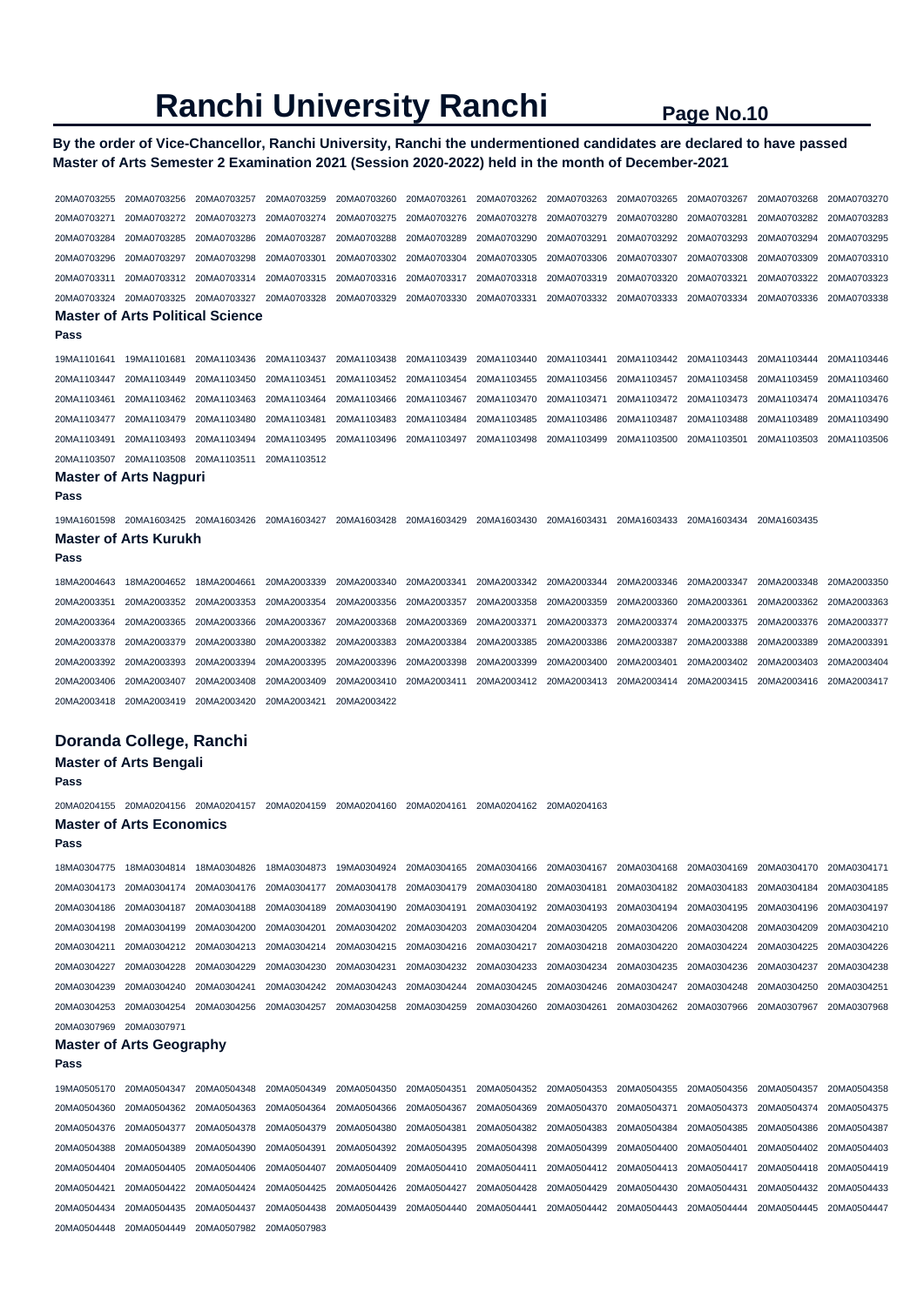# Ranchi University Ranchi

**By the order of Vice-Chancellor, Ranchi University, Ranchi the undermentioned candidates are declared to have passed Master of Arts Semester 2 Examination 2021 (Session 2020-2022) held in the month of December-2021**

20MA0703255 20MA0703256 20MA0703257 20MA0703259 20MA0703260 20MA0703261 20MA0703262 20MA0703263 20MA0703265 20MA0703267 20MA0703268 20MA0703270
20MA0703271 20MA0703272 20MA0703273 20MA0703274 20MA0703275 20MA0703276 20MA0703278 20MA0703279 20MA0703280 20MA0703281 20MA0703282 20MA0703283
20MA0703284 20MA0703285 20MA0703286 20MA0703287 20MA0703288 20MA0703289 20MA0703290 20MA0703291 20MA0703292 20MA0703293 20MA0703294 20MA0703295
20MA0703296 20MA0703297 20MA0703298 20MA0703301 20MA0703302 20MA0703304 20MA0703305 20MA0703306 20MA0703307 20MA0703308 20MA0703309 20MA0703310
20MA0703311 20MA0703312 20MA0703314 20MA0703315 20MA0703316 20MA0703317 20MA0703318 20MA0703319 20MA0703320 20MA0703321 20MA0703322 20MA0703323
20MA0703324 20MA0703325 20MA0703327 20MA0703328 20MA0703329 20MA0703330 20MA0703331 20MA0703332 20MA0703333 20MA0703334 20MA0703336 20MA0703338

### Master of Arts Political Science

**Pass**

19MA1101641 19MA1101681 20MA1103436 20MA1103437 20MA1103438 20MA1103439 20MA1103440 20MA1103441 20MA1103442 20MA1103443 20MA1103444 20MA1103446
20MA1103447 20MA1103449 20MA1103450 20MA1103451 20MA1103452 20MA1103454 20MA1103455 20MA1103456 20MA1103457 20MA1103458 20MA1103459 20MA1103460
20MA1103461 20MA1103462 20MA1103463 20MA1103464 20MA1103466 20MA1103467 20MA1103470 20MA1103471 20MA1103472 20MA1103473 20MA1103474 20MA1103476
20MA1103477 20MA1103479 20MA1103480 20MA1103481 20MA1103483 20MA1103484 20MA1103485 20MA1103486 20MA1103487 20MA1103488 20MA1103489 20MA1103490
20MA1103491 20MA1103493 20MA1103494 20MA1103495 20MA1103496 20MA1103497 20MA1103498 20MA1103499 20MA1103500 20MA1103501 20MA1103503 20MA1103506
20MA1103507 20MA1103508 20MA1103511 20MA1103512

### Master of Arts Nagpuri

**Pass**

19MA1601598 20MA1603425 20MA1603426 20MA1603427 20MA1603428 20MA1603429 20MA1603430 20MA1603431 20MA1603433 20MA1603434 20MA1603435

### Master of Arts Kurukh

**Pass**

18MA2004643 18MA2004652 18MA2004661 20MA2003339 20MA2003340 20MA2003341 20MA2003342 20MA2003344 20MA2003346 20MA2003347 20MA2003348 20MA2003350
20MA2003351 20MA2003352 20MA2003353 20MA2003354 20MA2003356 20MA2003357 20MA2003358 20MA2003359 20MA2003360 20MA2003361 20MA2003362 20MA2003363
20MA2003364 20MA2003365 20MA2003366 20MA2003367 20MA2003368 20MA2003369 20MA2003371 20MA2003373 20MA2003374 20MA2003375 20MA2003376 20MA2003377
20MA2003378 20MA2003379 20MA2003380 20MA2003382 20MA2003383 20MA2003384 20MA2003385 20MA2003386 20MA2003387 20MA2003388 20MA2003389 20MA2003391
20MA2003392 20MA2003393 20MA2003394 20MA2003395 20MA2003396 20MA2003398 20MA2003399 20MA2003400 20MA2003401 20MA2003402 20MA2003403 20MA2003404
20MA2003406 20MA2003407 20MA2003408 20MA2003409 20MA2003410 20MA2003411 20MA2003412 20MA2003413 20MA2003414 20MA2003415 20MA2003416 20MA2003417
20MA2003418 20MA2003419 20MA2003420 20MA2003421 20MA2003422

## Doranda College, Ranchi

### Master of Arts Bengali

**Pass**

20MA0204155 20MA0204156 20MA0204157 20MA0204159 20MA0204160 20MA0204161 20MA0204162 20MA0204163

### Master of Arts Economics

**Pass**

18MA0304775 18MA0304814 18MA0304826 18MA0304873 19MA0304924 20MA0304165 20MA0304166 20MA0304167 20MA0304168 20MA0304169 20MA0304170 20MA0304171
20MA0304173 20MA0304174 20MA0304176 20MA0304177 20MA0304178 20MA0304179 20MA0304180 20MA0304181 20MA0304182 20MA0304183 20MA0304184 20MA0304185
20MA0304186 20MA0304187 20MA0304188 20MA0304189 20MA0304190 20MA0304191 20MA0304192 20MA0304193 20MA0304194 20MA0304195 20MA0304196 20MA0304197
20MA0304198 20MA0304199 20MA0304200 20MA0304201 20MA0304202 20MA0304203 20MA0304204 20MA0304205 20MA0304206 20MA0304208 20MA0304209 20MA0304210
20MA0304211 20MA0304212 20MA0304213 20MA0304214 20MA0304215 20MA0304216 20MA0304217 20MA0304218 20MA0304220 20MA0304224 20MA0304225 20MA0304226
20MA0304227 20MA0304228 20MA0304229 20MA0304230 20MA0304231 20MA0304232 20MA0304233 20MA0304234 20MA0304235 20MA0304236 20MA0304237 20MA0304238
20MA0304239 20MA0304240 20MA0304241 20MA0304242 20MA0304243 20MA0304244 20MA0304245 20MA0304246 20MA0304247 20MA0304248 20MA0304250 20MA0304251
20MA0304253 20MA0304254 20MA0304256 20MA0304257 20MA0304258 20MA0304259 20MA0304260 20MA0304261 20MA0304262 20MA0307966 20MA0307967 20MA0307968
20MA0307969 20MA0307971

### Master of Arts Geography

**Pass**

19MA0505170 20MA0504347 20MA0504348 20MA0504349 20MA0504350 20MA0504351 20MA0504352 20MA0504353 20MA0504355 20MA0504356 20MA0504357 20MA0504358
20MA0504360 20MA0504362 20MA0504363 20MA0504364 20MA0504366 20MA0504367 20MA0504369 20MA0504370 20MA0504371 20MA0504373 20MA0504374 20MA0504375
20MA0504376 20MA0504377 20MA0504378 20MA0504379 20MA0504380 20MA0504381 20MA0504382 20MA0504383 20MA0504384 20MA0504385 20MA0504386 20MA0504387
20MA0504388 20MA0504389 20MA0504390 20MA0504391 20MA0504392 20MA0504395 20MA0504398 20MA0504399 20MA0504400 20MA0504401 20MA0504402 20MA0504403
20MA0504404 20MA0504405 20MA0504406 20MA0504407 20MA0504409 20MA0504410 20MA0504411 20MA0504412 20MA0504413 20MA0504417 20MA0504418 20MA0504419
20MA0504421 20MA0504422 20MA0504424 20MA0504425 20MA0504426 20MA0504427 20MA0504428 20MA0504429 20MA0504430 20MA0504431 20MA0504432 20MA0504433
20MA0504434 20MA0504435 20MA0504437 20MA0504438 20MA0504439 20MA0504440 20MA0504441 20MA0504442 20MA0504443 20MA0504444 20MA0504445 20MA0504447
20MA0504448 20MA0504449 20MA0507982 20MA0507983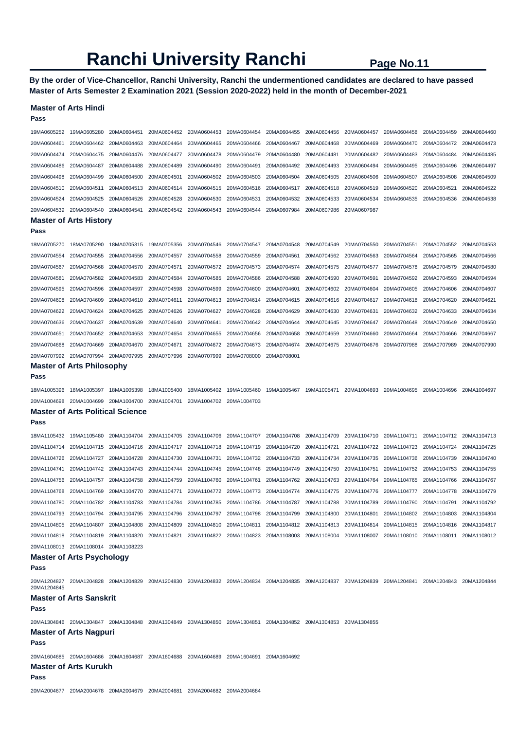# Ranchi University Ranchi

**Page No.11**

**By the order of Vice-Chancellor, Ranchi University, Ranchi the undermentioned candidates are declared to have passed Master of Arts Semester 2 Examination 2021 (Session 2020-2022) held in the month of December-2021**

### Master of Arts Hindi

**Pass**

19MA0605252 19MA0605280 20MA0604451 20MA0604452 20MA0604453 20MA0604454 20MA0604455 20MA0604456 20MA0604457 20MA0604458 20MA0604459 20MA0604460 20MA0604461 20MA0604462 20MA0604463 20MA0604464 20MA0604465 20MA0604466 20MA0604467 20MA0604468 20MA0604469 20MA0604470 20MA0604472 20MA0604473 20MA0604474 20MA0604475 20MA0604476 20MA0604477 20MA0604478 20MA0604479 20MA0604480 20MA0604481 20MA0604482 20MA0604483 20MA0604484 20MA0604485 20MA0604486 20MA0604487 20MA0604488 20MA0604489 20MA0604490 20MA0604491 20MA0604492 20MA0604493 20MA0604494 20MA0604495 20MA0604496 20MA0604497 20MA0604498 20MA0604499 20MA0604500 20MA0604501 20MA0604502 20MA0604503 20MA0604504 20MA0604505 20MA0604506 20MA0604507 20MA0604508 20MA0604509 20MA0604510 20MA0604511 20MA0604513 20MA0604514 20MA0604515 20MA0604516 20MA0604517 20MA0604518 20MA0604519 20MA0604520 20MA0604521 20MA0604522 20MA0604524 20MA0604525 20MA0604526 20MA0604528 20MA0604530 20MA0604531 20MA0604532 20MA0604533 20MA0604534 20MA0604535 20MA0604536 20MA0604538 20MA0604539 20MA0604540 20MA0604541 20MA0604542 20MA0604543 20MA0604544 20MA0607984 20MA0607986 20MA0607987

### Master of Arts History

**Pass**

18MA0705270 18MA0705290 18MA0705315 19MA0705356 20MA0704546 20MA0704547 20MA0704548 20MA0704549 20MA0704550 20MA0704551 20MA0704552 20MA0704553 20MA0704554 20MA0704555 20MA0704556 20MA0704557 20MA0704558 20MA0704559 20MA0704561 20MA0704562 20MA0704563 20MA0704564 20MA0704565 20MA0704566 20MA0704567 20MA0704568 20MA0704570 20MA0704571 20MA0704572 20MA0704573 20MA0704574 20MA0704575 20MA0704577 20MA0704578 20MA0704579 20MA0704580 20MA0704581 20MA0704582 20MA0704583 20MA0704584 20MA0704585 20MA0704586 20MA0704588 20MA0704590 20MA0704591 20MA0704592 20MA0704593 20MA0704594 20MA0704595 20MA0704596 20MA0704597 20MA0704598 20MA0704599 20MA0704600 20MA0704601 20MA0704602 20MA0704604 20MA0704605 20MA0704606 20MA0704607 20MA0704608 20MA0704609 20MA0704610 20MA0704611 20MA0704613 20MA0704614 20MA0704615 20MA0704616 20MA0704617 20MA0704618 20MA0704620 20MA0704621 20MA0704622 20MA0704624 20MA0704625 20MA0704626 20MA0704627 20MA0704628 20MA0704629 20MA0704630 20MA0704631 20MA0704632 20MA0704633 20MA0704634 20MA0704636 20MA0704637 20MA0704639 20MA0704640 20MA0704641 20MA0704642 20MA0704644 20MA0704645 20MA0704647 20MA0704648 20MA0704649 20MA0704650 20MA0704651 20MA0704652 20MA0704653 20MA0704654 20MA0704655 20MA0704656 20MA0704658 20MA0704659 20MA0704660 20MA0704664 20MA0704666 20MA0704667 20MA0704668 20MA0704669 20MA0704670 20MA0704671 20MA0704672 20MA0704673 20MA0704674 20MA0704675 20MA0704676 20MA0707988 20MA0707989 20MA0707990 20MA0707992 20MA0707994 20MA0707995 20MA0707996 20MA0707999 20MA0708000 20MA0708001

### Master of Arts Philosophy

**Pass**

18MA1005396 18MA1005397 18MA1005398 18MA1005400 18MA1005402 19MA1005460 19MA1005467 19MA1005471 20MA1004693 20MA1004695 20MA1004696 20MA1004697 20MA1004698 20MA1004699 20MA1004700 20MA1004701 20MA1004702 20MA1004703

### Master of Arts Political Science

**Pass**

18MA1105432 19MA1105480 20MA1104704 20MA1104705 20MA1104706 20MA1104707 20MA1104708 20MA1104709 20MA1104710 20MA1104711 20MA1104712 20MA1104713 20MA1104714 20MA1104715 20MA1104716 20MA1104717 20MA1104718 20MA1104719 20MA1104720 20MA1104721 20MA1104722 20MA1104723 20MA1104724 20MA1104725 20MA1104726 20MA1104727 20MA1104728 20MA1104730 20MA1104731 20MA1104732 20MA1104733 20MA1104734 20MA1104735 20MA1104736 20MA1104739 20MA1104740 20MA1104741 20MA1104742 20MA1104743 20MA1104744 20MA1104745 20MA1104748 20MA1104749 20MA1104750 20MA1104751 20MA1104752 20MA1104753 20MA1104755 20MA1104756 20MA1104757 20MA1104758 20MA1104759 20MA1104760 20MA1104761 20MA1104762 20MA1104763 20MA1104764 20MA1104765 20MA1104766 20MA1104767 20MA1104768 20MA1104769 20MA1104770 20MA1104771 20MA1104772 20MA1104773 20MA1104774 20MA1104775 20MA1104776 20MA1104777 20MA1104778 20MA1104779 20MA1104780 20MA1104782 20MA1104783 20MA1104784 20MA1104785 20MA1104786 20MA1104787 20MA1104788 20MA1104789 20MA1104790 20MA1104791 20MA1104792 20MA1104793 20MA1104794 20MA1104795 20MA1104796 20MA1104797 20MA1104798 20MA1104799 20MA1104800 20MA1104801 20MA1104802 20MA1104803 20MA1104804 20MA1104805 20MA1104807 20MA1104808 20MA1104809 20MA1104810 20MA1104811 20MA1104812 20MA1104813 20MA1104814 20MA1104815 20MA1104816 20MA1104817 20MA1104818 20MA1104819 20MA1104820 20MA1104821 20MA1104822 20MA1104823 20MA1108003 20MA1108004 20MA1108007 20MA1108010 20MA1108011 20MA1108012 20MA1108013 20MA1108014 20MA1108223

### Master of Arts Psychology

**Pass**

20MA1204827 20MA1204828 20MA1204829 20MA1204830 20MA1204832 20MA1204834 20MA1204835 20MA1204837 20MA1204839 20MA1204841 20MA1204843 20MA1204844 20MA1204845

### Master of Arts Sanskrit

**Pass**

20MA1304846 20MA1304847 20MA1304848 20MA1304849 20MA1304850 20MA1304851 20MA1304852 20MA1304853 20MA1304855

### Master of Arts Nagpuri

**Pass**

20MA1604685 20MA1604686 20MA1604687 20MA1604688 20MA1604689 20MA1604691 20MA1604692

### Master of Arts Kurukh

**Pass**

20MA2004677 20MA2004678 20MA2004679 20MA2004681 20MA2004682 20MA2004684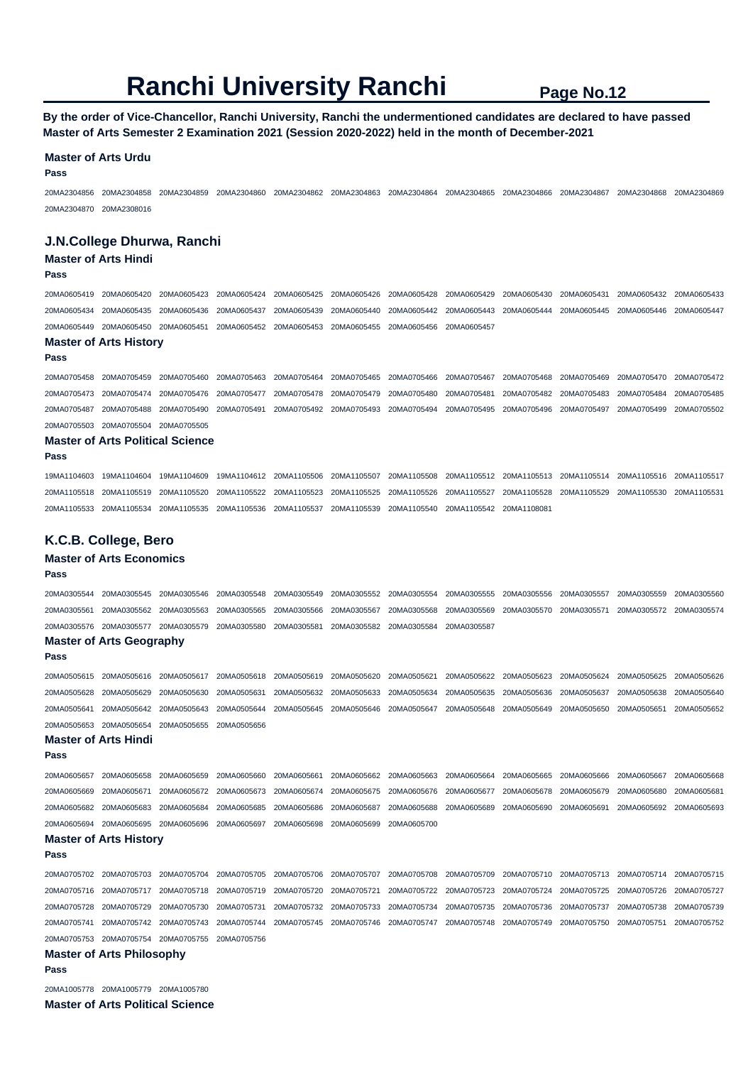# Ranchi University Ranchi

**By the order of Vice-Chancellor, Ranchi University, Ranchi the undermentioned candidates are declared to have passed Master of Arts Semester 2 Examination 2021 (Session 2020-2022) held in the month of December-2021**

### Master of Arts Urdu

**Pass**

20MA2304856 20MA2304858 20MA2304859 20MA2304860 20MA2304862 20MA2304863 20MA2304864 20MA2304865 20MA2304866 20MA2304867 20MA2304868 20MA2304869 20MA2304870 20MA2308016

## J.N.College Dhurwa, Ranchi

### Master of Arts Hindi

**Pass**

20MA0605419 20MA0605420 20MA0605423 20MA0605424 20MA0605425 20MA0605426 20MA0605428 20MA0605429 20MA0605430 20MA0605431 20MA0605432 20MA0605433 20MA0605434 20MA0605435 20MA0605436 20MA0605437 20MA0605439 20MA0605440 20MA0605442 20MA0605443 20MA0605444 20MA0605445 20MA0605446 20MA0605447 20MA0605449 20MA0605450 20MA0605451 20MA0605452 20MA0605453 20MA0605455 20MA0605456 20MA0605457

### Master of Arts History

**Pass**

20MA0705458 20MA0705459 20MA0705460 20MA0705463 20MA0705464 20MA0705465 20MA0705466 20MA0705467 20MA0705468 20MA0705469 20MA0705470 20MA0705472 20MA0705473 20MA0705474 20MA0705476 20MA0705477 20MA0705478 20MA0705479 20MA0705480 20MA0705481 20MA0705482 20MA0705483 20MA0705484 20MA0705485 20MA0705487 20MA0705488 20MA0705490 20MA0705491 20MA0705492 20MA0705493 20MA0705494 20MA0705495 20MA0705496 20MA0705497 20MA0705499 20MA0705502 20MA0705503 20MA0705504 20MA0705505

### Master of Arts Political Science

**Pass**

19MA1104603 19MA1104604 19MA1104609 19MA1104612 20MA1105506 20MA1105507 20MA1105508 20MA1105512 20MA1105513 20MA1105514 20MA1105516 20MA1105517 20MA1105518 20MA1105519 20MA1105520 20MA1105522 20MA1105523 20MA1105525 20MA1105526 20MA1105527 20MA1105528 20MA1105529 20MA1105530 20MA1105531 20MA1105533 20MA1105534 20MA1105535 20MA1105536 20MA1105537 20MA1105539 20MA1105540 20MA1105542 20MA1108081

## K.C.B. College, Bero

### Master of Arts Economics

**Pass**

20MA0305544 20MA0305545 20MA0305546 20MA0305548 20MA0305549 20MA0305552 20MA0305554 20MA0305555 20MA0305556 20MA0305557 20MA0305559 20MA0305560 20MA0305561 20MA0305562 20MA0305563 20MA0305565 20MA0305566 20MA0305567 20MA0305568 20MA0305569 20MA0305570 20MA0305571 20MA0305572 20MA0305574 20MA0305576 20MA0305577 20MA0305579 20MA0305580 20MA0305581 20MA0305582 20MA0305584 20MA0305587

### Master of Arts Geography

**Pass**

20MA0505615 20MA0505616 20MA0505617 20MA0505618 20MA0505619 20MA0505620 20MA0505621 20MA0505622 20MA0505623 20MA0505624 20MA0505625 20MA0505626 20MA0505628 20MA0505629 20MA0505630 20MA0505631 20MA0505632 20MA0505633 20MA0505634 20MA0505635 20MA0505636 20MA0505637 20MA0505638 20MA0505640 20MA0505641 20MA0505642 20MA0505643 20MA0505644 20MA0505645 20MA0505646 20MA0505647 20MA0505648 20MA0505649 20MA0505650 20MA0505651 20MA0505652 20MA0505653 20MA0505654 20MA0505655 20MA0505656

### Master of Arts Hindi

**Pass**

20MA0605657 20MA0605658 20MA0605659 20MA0605660 20MA0605661 20MA0605662 20MA0605663 20MA0605664 20MA0605665 20MA0605666 20MA0605667 20MA0605668 20MA0605669 20MA0605671 20MA0605672 20MA0605673 20MA0605674 20MA0605675 20MA0605676 20MA0605677 20MA0605678 20MA0605679 20MA0605680 20MA0605681 20MA0605682 20MA0605683 20MA0605684 20MA0605685 20MA0605686 20MA0605687 20MA0605688 20MA0605689 20MA0605690 20MA0605691 20MA0605692 20MA0605693 20MA0605694 20MA0605695 20MA0605696 20MA0605697 20MA0605698 20MA0605699 20MA0605700

### Master of Arts History

**Pass**

20MA0705702 20MA0705703 20MA0705704 20MA0705705 20MA0705706 20MA0705707 20MA0705708 20MA0705709 20MA0705710 20MA0705713 20MA0705714 20MA0705715 20MA0705716 20MA0705717 20MA0705718 20MA0705719 20MA0705720 20MA0705721 20MA0705722 20MA0705723 20MA0705724 20MA0705725 20MA0705726 20MA0705727 20MA0705728 20MA0705729 20MA0705730 20MA0705731 20MA0705732 20MA0705733 20MA0705734 20MA0705735 20MA0705736 20MA0705737 20MA0705738 20MA0705739 20MA0705741 20MA0705742 20MA0705743 20MA0705744 20MA0705745 20MA0705746 20MA0705747 20MA0705748 20MA0705749 20MA0705750 20MA0705751 20MA0705752 20MA0705753 20MA0705754 20MA0705755 20MA0705756

### Master of Arts Philosophy

**Pass**

20MA1005778 20MA1005779 20MA1005780

### Master of Arts Political Science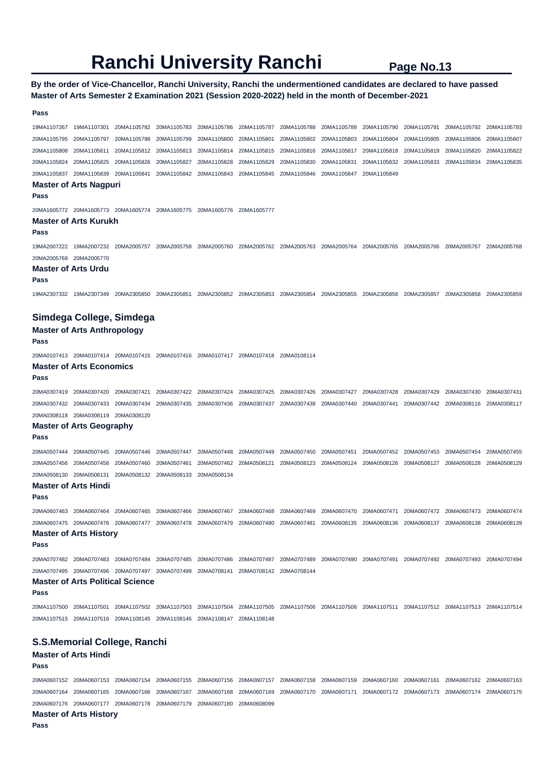# Ranchi University Ranchi

**By the order of Vice-Chancellor, Ranchi University, Ranchi the undermentioned candidates are declared to have passed Master of Arts Semester 2 Examination 2021 (Session 2020-2022) held in the month of December-2021**

**Pass**

19MA1107267 19MA1107301 20MA1105782 20MA1105783 20MA1105786 20MA1105787 20MA1105788 20MA1105789 20MA1105790 20MA1105791 20MA1105792 20MA1105793 20MA1105795 20MA1105797 20MA1105798 20MA1105799 20MA1105800 20MA1105801 20MA1105802 20MA1105803 20MA1105804 20MA1105805 20MA1105806 20MA1105807 20MA1105808 20MA1105811 20MA1105812 20MA1105813 20MA1105814 20MA1105815 20MA1105816 20MA1105817 20MA1105818 20MA1105819 20MA1105820 20MA1105822 20MA1105824 20MA1105825 20MA1105826 20MA1105827 20MA1105828 20MA1105829 20MA1105830 20MA1105831 20MA1105832 20MA1105833 20MA1105834 20MA1105835 20MA1105837 20MA1105839 20MA1105841 20MA1105842 20MA1105843 20MA1105845 20MA1105846 20MA1105847 20MA1105849

### Master of Arts Nagpuri

**Pass**

20MA1605772 20MA1605773 20MA1605774 20MA1605775 20MA1605776 20MA1605777

### Master of Arts Kurukh

**Pass**

19MA2007222 19MA2007232 20MA2005757 20MA2005758 20MA2005760 20MA2005762 20MA2005763 20MA2005764 20MA2005765 20MA2005766 20MA2005767 20MA2005768 20MA2005769 20MA2005770

### Master of Arts Urdu

**Pass**

19MA2307332 19MA2307349 20MA2305850 20MA2305851 20MA2305852 20MA2305853 20MA2305854 20MA2305855 20MA2305856 20MA2305857 20MA2305858 20MA2305859

## Simdega College, Simdega

### Master of Arts Anthropology

**Pass**

20MA0107413 20MA0107414 20MA0107415 20MA0107416 20MA0107417 20MA0107418 20MA0108114

### Master of Arts Economics

**Pass**

20MA0307419 20MA0307420 20MA0307421 20MA0307422 20MA0307424 20MA0307425 20MA0307426 20MA0307427 20MA0307428 20MA0307429 20MA0307430 20MA0307431 20MA0307432 20MA0307433 20MA0307434 20MA0307435 20MA0307436 20MA0307437 20MA0307438 20MA0307440 20MA0307441 20MA0307442 20MA0308116 20MA0308117 20MA0308118 20MA0308119 20MA0308120

### Master of Arts Geography

**Pass**

20MA0507444 20MA0507445 20MA0507446 20MA0507447 20MA0507448 20MA0507449 20MA0507450 20MA0507451 20MA0507452 20MA0507453 20MA0507454 20MA0507455 20MA0507456 20MA0507458 20MA0507460 20MA0507461 20MA0507462 20MA0508121 20MA0508123 20MA0508124 20MA0508126 20MA0508127 20MA0508128 20MA0508129 20MA0508130 20MA0508131 20MA0508132 20MA0508133 20MA0508134

### Master of Arts Hindi

**Pass**

20MA0607463 20MA0607464 20MA0607465 20MA0607466 20MA0607467 20MA0607468 20MA0607469 20MA0607470 20MA0607471 20MA0607472 20MA0607473 20MA0607474 20MA0607475 20MA0607476 20MA0607477 20MA0607478 20MA0607479 20MA0607480 20MA0607481 20MA0608135 20MA0608136 20MA0608137 20MA0608138 20MA0608139

### Master of Arts History

**Pass**

20MA0707482 20MA0707483 20MA0707484 20MA0707485 20MA0707486 20MA0707487 20MA0707489 20MA0707490 20MA0707491 20MA0707492 20MA0707493 20MA0707494 20MA0707495 20MA0707496 20MA0707497 20MA0707499 20MA0708141 20MA0708142 20MA0708144

### Master of Arts Political Science

**Pass**

20MA1107500 20MA1107501 20MA1107502 20MA1107503 20MA1107504 20MA1107505 20MA1107506 20MA1107508 20MA1107511 20MA1107512 20MA1107513 20MA1107514 20MA1107515 20MA1107516 20MA1108145 20MA1108146 20MA1108147 20MA1108148

## S.S.Memorial College, Ranchi

### Master of Arts Hindi

**Pass**

20MA0607152 20MA0607153 20MA0607154 20MA0607155 20MA0607156 20MA0607157 20MA0607158 20MA0607159 20MA0607160 20MA0607161 20MA0607162 20MA0607163 20MA0607164 20MA0607165 20MA0607166 20MA0607167 20MA0607168 20MA0607169 20MA0607170 20MA0607171 20MA0607172 20MA0607173 20MA0607174 20MA0607175 20MA0607176 20MA0607177 20MA0607178 20MA0607179 20MA0607180 20MA0608099

### Master of Arts History

**Pass**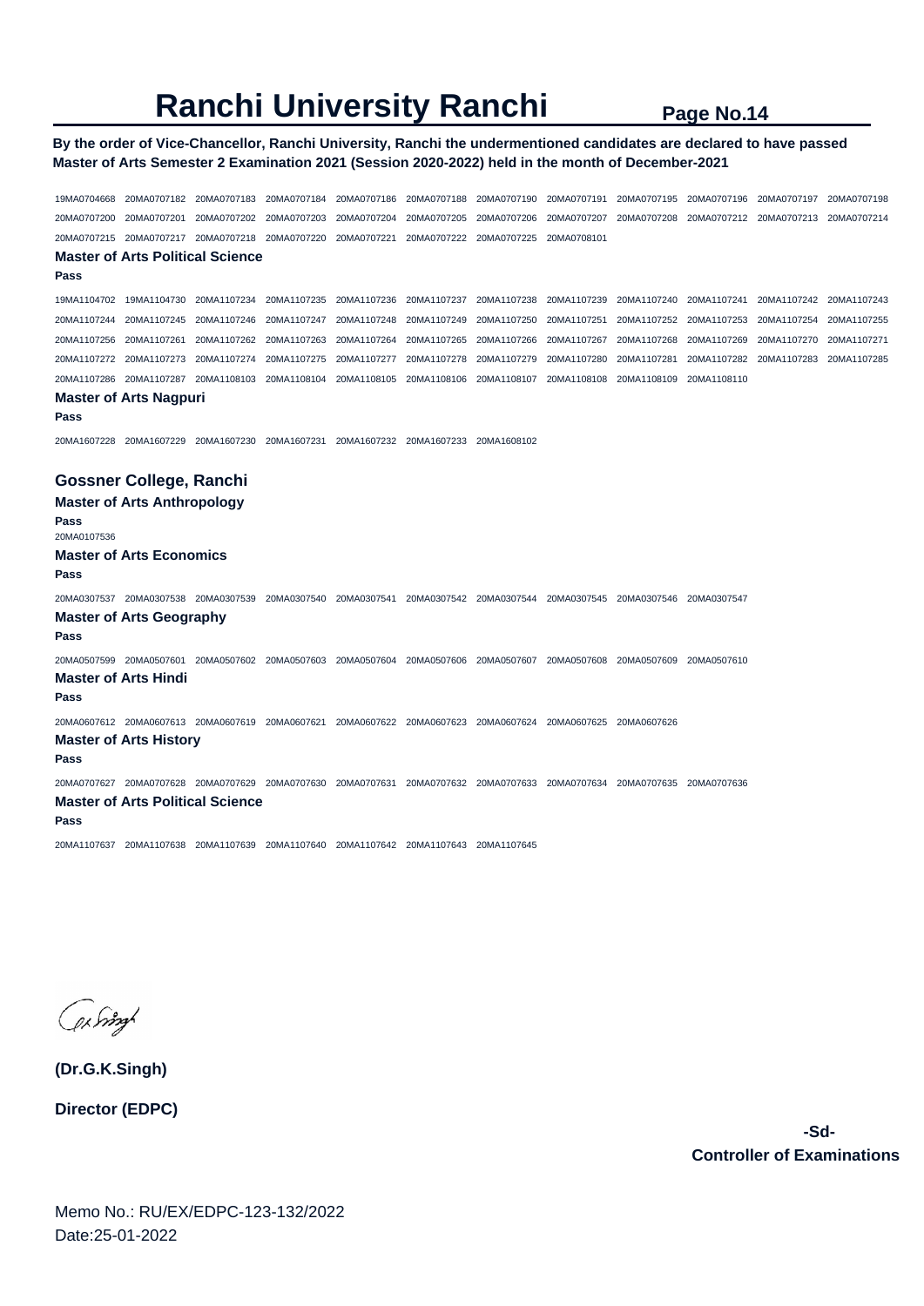# Ranchi University Ranchi

**By the order of Vice-Chancellor, Ranchi University, Ranchi the undermentioned candidates are declared to have passed Master of Arts Semester 2 Examination 2021 (Session 2020-2022) held in the month of December-2021**

19MA0704668 20MA0707182 20MA0707183 20MA0707184 20MA0707186 20MA0707188 20MA0707190 20MA0707191 20MA0707195 20MA0707196 20MA0707197 20MA0707198 20MA0707200 20MA0707201 20MA0707202 20MA0707203 20MA0707204 20MA0707205 20MA0707206 20MA0707207 20MA0707208 20MA0707212 20MA0707213 20MA0707214 20MA0707215 20MA0707217 20MA0707218 20MA0707220 20MA0707221 20MA0707222 20MA0707225 20MA0708101

### Master of Arts Political Science

**Pass**

19MA1104702 19MA1104730 20MA1107234 20MA1107235 20MA1107236 20MA1107237 20MA1107238 20MA1107239 20MA1107240 20MA1107241 20MA1107242 20MA1107243 20MA1107244 20MA1107245 20MA1107246 20MA1107247 20MA1107248 20MA1107249 20MA1107250 20MA1107251 20MA1107252 20MA1107253 20MA1107254 20MA1107255 20MA1107256 20MA1107261 20MA1107262 20MA1107263 20MA1107264 20MA1107265 20MA1107266 20MA1107267 20MA1107268 20MA1107269 20MA1107270 20MA1107271 20MA1107272 20MA1107273 20MA1107274 20MA1107275 20MA1107277 20MA1107278 20MA1107279 20MA1107280 20MA1107281 20MA1107282 20MA1107283 20MA1107285 20MA1107286 20MA1107287 20MA1108103 20MA1108104 20MA1108105 20MA1108106 20MA1108107 20MA1108108 20MA1108109 20MA1108110

### Master of Arts Nagpuri

**Pass**

20MA1607228 20MA1607229 20MA1607230 20MA1607231 20MA1607232 20MA1607233 20MA1608102

## Gossner College, Ranchi

### Master of Arts Anthropology

**Pass**

20MA0107536

### Master of Arts Economics

**Pass**

20MA0307537 20MA0307538 20MA0307539 20MA0307540 20MA0307541 20MA0307542 20MA0307544 20MA0307545 20MA0307546 20MA0307547

### Master of Arts Geography

**Pass**

20MA0507599 20MA0507601 20MA0507602 20MA0507603 20MA0507604 20MA0507606 20MA0507607 20MA0507608 20MA0507609 20MA0507610

### Master of Arts Hindi

**Pass**

20MA0607612 20MA0607613 20MA0607619 20MA0607621 20MA0607622 20MA0607623 20MA0607624 20MA0607625 20MA0607626

### Master of Arts History

**Pass**

20MA0707627 20MA0707628 20MA0707629 20MA0707630 20MA0707631 20MA0707632 20MA0707633 20MA0707634 20MA0707635 20MA0707636

### Master of Arts Political Science

**Pass**

20MA1107637 20MA1107638 20MA1107639 20MA1107640 20MA1107642 20MA1107643 20MA1107645

**(Dr.G.K.Singh)**

**Director (EDPC)**

**-Sd-**

**Controller of Examinations**

Memo No.: RU/EX/EDPC-123-132/2022
Date:25-01-2022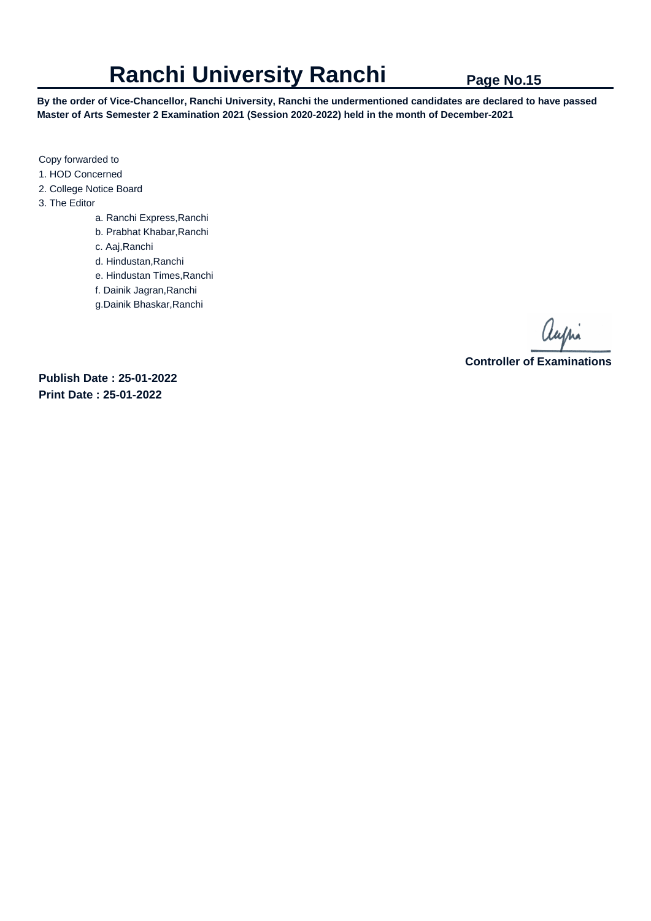# Ranchi University Ranchi

**By the order of Vice-Chancellor, Ranchi University, Ranchi the undermentioned candidates are declared to have passed Master of Arts Semester 2 Examination 2021 (Session 2020-2022) held in the month of December-2021**

Copy forwarded to

1. HOD Concerned
2. College Notice Board
3. The Editor
   - a. Ranchi Express,Ranchi
   - b. Prabhat Khabar,Ranchi
   - c. Aaj,Ranchi
   - d. Hindustan,Ranchi
   - e. Hindustan Times,Ranchi
   - f. Dainik Jagran,Ranchi
   - g.Dainik Bhaskar,Ranchi

**Controller of Examinations**

**Publish Date : 25-01-2022**

**Print Date : 25-01-2022**